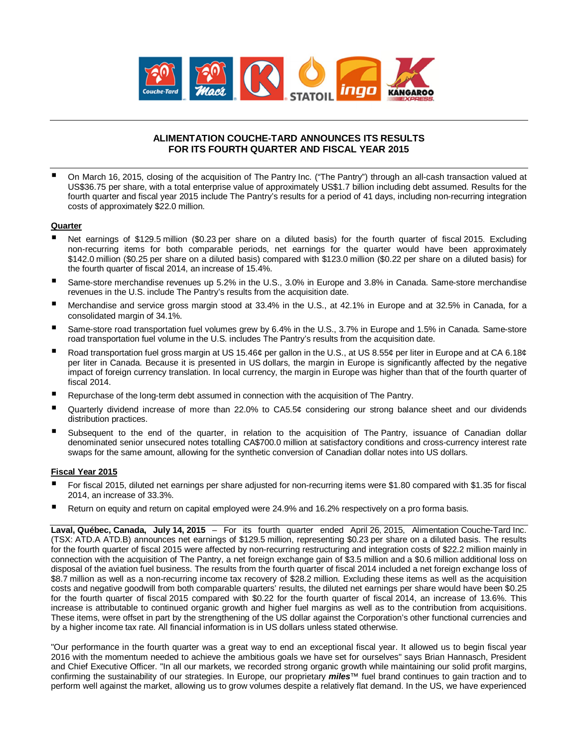# ALIMENTATION COUCHE-TARD ANNOUNCES ITS RESULTS FOR ITS FOURTH QUARTER AND FISCAL YEAR 2015

- On March 16, 2015, closing of the acquisition of The Pantry Inc. ("The Pantry") through an all-cash transaction valued at US$36.75 per share, with a total enterprise value of approximately US$1.7 billion including debt assumed. Results for the fourth quarter and fiscal year 2015 include The Pantry's results for a period of 41 days, including non-recurring integration costs of approximately $22.0 million.

## Quarter

- Net earnings of $129.5 million ($0.23 per share on a diluted basis) for the fourth quarter of fiscal 2015. Excluding non-recurring items for both comparable periods, net earnings for the quarter would have been approximately $142.0 million ($0.25 per share on a diluted basis) compared with $123.0 million ($0.22 per share on a diluted basis) for the fourth quarter of fiscal 2014, an increase of 15.4%.
- Same-store merchandise revenues up 5.2% in the U.S., 3.0% in Europe and 3.8% in Canada. Same-store merchandise revenues in the U.S. include The Pantry's results from the acquisition date.
- Merchandise and service gross margin stood at 33.4% in the U.S., at 42.1% in Europe and at 32.5% in Canada, for a consolidated margin of 34.1%.
- Same-store road transportation fuel volumes grew by 6.4% in the U.S., 3.7% in Europe and 1.5% in Canada. Same-store road transportation fuel volume in the U.S. includes The Pantry's results from the acquisition date.
- Road transportation fuel gross margin at US 15.46¢ per gallon in the U.S., at US 8.55¢ per liter in Europe and at CA 6.18¢ per liter in Canada. Because it is presented in US dollars, the margin in Europe is significantly affected by the negative impact of foreign currency translation. In local currency, the margin in Europe was higher than that of the fourth quarter of fiscal 2014.
- Repurchase of the long-term debt assumed in connection with the acquisition of The Pantry.
- Quarterly dividend increase of more than 22.0% to CA5.5¢ considering our strong balance sheet and our dividends distribution practices.
- Subsequent to the end of the quarter, in relation to the acquisition of The Pantry, issuance of Canadian dollar denominated senior unsecured notes totalling CA$700.0 million at satisfactory conditions and cross-currency interest rate swaps for the same amount, allowing for the synthetic conversion of Canadian dollar notes into US dollars.

## Fiscal Year 2015

- For fiscal 2015, diluted net earnings per share adjusted for non-recurring items were $1.80 compared with $1.35 for fiscal 2014, an increase of 33.3%.
- Return on equity and return on capital employed were 24.9% and 16.2% respectively on a pro forma basis.

**Laval, Québec, Canada, July 14, 2015** – For its fourth quarter ended April 26, 2015, Alimentation Couche-Tard Inc. (TSX: ATD.A ATD.B) announces net earnings of $129.5 million, representing $0.23 per share on a diluted basis. The results for the fourth quarter of fiscal 2015 were affected by non-recurring restructuring and integration costs of $22.2 million mainly in connection with the acquisition of The Pantry, a net foreign exchange gain of $3.5 million and a $0.6 million additional loss on disposal of the aviation fuel business. The results from the fourth quarter of fiscal 2014 included a net foreign exchange loss of $8.7 million as well as a non-recurring income tax recovery of $28.2 million. Excluding these items as well as the acquisition costs and negative goodwill from both comparable quarters' results, the diluted net earnings per share would have been $0.25 for the fourth quarter of fiscal 2015 compared with $0.22 for the fourth quarter of fiscal 2014, an increase of 13.6%. This increase is attributable to continued organic growth and higher fuel margins as well as to the contribution from acquisitions. These items, were offset in part by the strengthening of the US dollar against the Corporation's other functional currencies and by a higher income tax rate. All financial information is in US dollars unless stated otherwise.

"Our performance in the fourth quarter was a great way to end an exceptional fiscal year. It allowed us to begin fiscal year 2016 with the momentum needed to achieve the ambitious goals we have set for ourselves" says Brian Hannasch, President and Chief Executive Officer. "In all our markets, we recorded strong organic growth while maintaining our solid profit margins, confirming the sustainability of our strategies. In Europe, our proprietary ***miles***™ fuel brand continues to gain traction and to perform well against the market, allowing us to grow volumes despite a relatively flat demand. In the US, we have experienced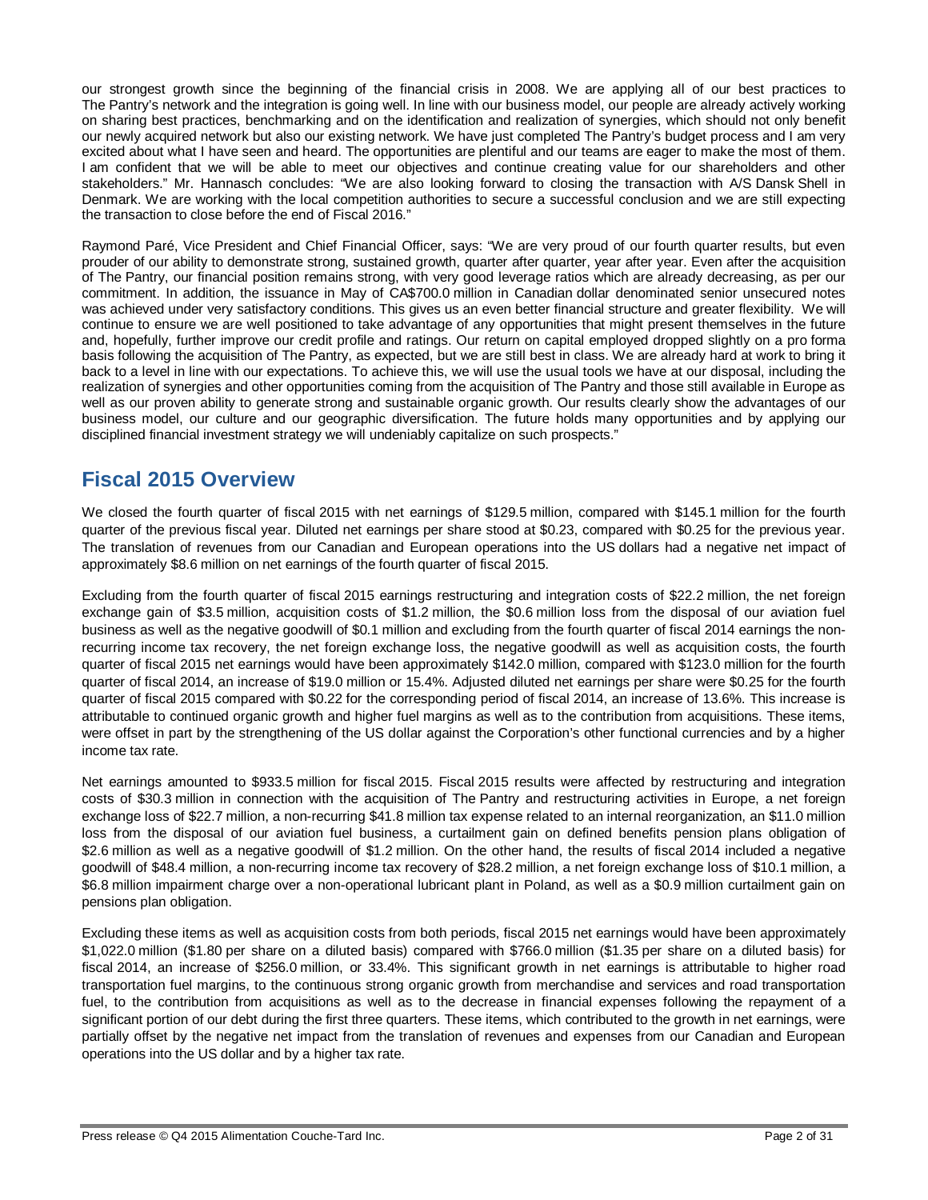our strongest growth since the beginning of the financial crisis in 2008. We are applying all of our best practices to The Pantry's network and the integration is going well. In line with our business model, our people are already actively working on sharing best practices, benchmarking and on the identification and realization of synergies, which should not only benefit our newly acquired network but also our existing network. We have just completed The Pantry's budget process and I am very excited about what I have seen and heard. The opportunities are plentiful and our teams are eager to make the most of them. I am confident that we will be able to meet our objectives and continue creating value for our shareholders and other stakeholders." Mr. Hannasch concludes: "We are also looking forward to closing the transaction with A/S Dansk Shell in Denmark. We are working with the local competition authorities to secure a successful conclusion and we are still expecting the transaction to close before the end of Fiscal 2016."

Raymond Paré, Vice President and Chief Financial Officer, says: "We are very proud of our fourth quarter results, but even prouder of our ability to demonstrate strong, sustained growth, quarter after quarter, year after year. Even after the acquisition of The Pantry, our financial position remains strong, with very good leverage ratios which are already decreasing, as per our commitment. In addition, the issuance in May of CA$700.0 million in Canadian dollar denominated senior unsecured notes was achieved under very satisfactory conditions. This gives us an even better financial structure and greater flexibility. We will continue to ensure we are well positioned to take advantage of any opportunities that might present themselves in the future and, hopefully, further improve our credit profile and ratings. Our return on capital employed dropped slightly on a pro forma basis following the acquisition of The Pantry, as expected, but we are still best in class. We are already hard at work to bring it back to a level in line with our expectations. To achieve this, we will use the usual tools we have at our disposal, including the realization of synergies and other opportunities coming from the acquisition of The Pantry and those still available in Europe as well as our proven ability to generate strong and sustainable organic growth. Our results clearly show the advantages of our business model, our culture and our geographic diversification. The future holds many opportunities and by applying our disciplined financial investment strategy we will undeniably capitalize on such prospects."

## Fiscal 2015 Overview

We closed the fourth quarter of fiscal 2015 with net earnings of $129.5 million, compared with $145.1 million for the fourth quarter of the previous fiscal year. Diluted net earnings per share stood at $0.23, compared with $0.25 for the previous year. The translation of revenues from our Canadian and European operations into the US dollars had a negative net impact of approximately $8.6 million on net earnings of the fourth quarter of fiscal 2015.

Excluding from the fourth quarter of fiscal 2015 earnings restructuring and integration costs of $22.2 million, the net foreign exchange gain of $3.5 million, acquisition costs of $1.2 million, the $0.6 million loss from the disposal of our aviation fuel business as well as the negative goodwill of $0.1 million and excluding from the fourth quarter of fiscal 2014 earnings the non-recurring income tax recovery, the net foreign exchange loss, the negative goodwill as well as acquisition costs, the fourth quarter of fiscal 2015 net earnings would have been approximately $142.0 million, compared with $123.0 million for the fourth quarter of fiscal 2014, an increase of $19.0 million or 15.4%. Adjusted diluted net earnings per share were $0.25 for the fourth quarter of fiscal 2015 compared with $0.22 for the corresponding period of fiscal 2014, an increase of 13.6%. This increase is attributable to continued organic growth and higher fuel margins as well as to the contribution from acquisitions. These items, were offset in part by the strengthening of the US dollar against the Corporation's other functional currencies and by a higher income tax rate.

Net earnings amounted to $933.5 million for fiscal 2015. Fiscal 2015 results were affected by restructuring and integration costs of $30.3 million in connection with the acquisition of The Pantry and restructuring activities in Europe, a net foreign exchange loss of $22.7 million, a non-recurring $41.8 million tax expense related to an internal reorganization, an $11.0 million loss from the disposal of our aviation fuel business, a curtailment gain on defined benefits pension plans obligation of $2.6 million as well as a negative goodwill of $1.2 million. On the other hand, the results of fiscal 2014 included a negative goodwill of $48.4 million, a non-recurring income tax recovery of $28.2 million, a net foreign exchange loss of $10.1 million, a $6.8 million impairment charge over a non-operational lubricant plant in Poland, as well as a $0.9 million curtailment gain on pensions plan obligation.

Excluding these items as well as acquisition costs from both periods, fiscal 2015 net earnings would have been approximately $1,022.0 million ($1.80 per share on a diluted basis) compared with $766.0 million ($1.35 per share on a diluted basis) for fiscal 2014, an increase of $256.0 million, or 33.4%. This significant growth in net earnings is attributable to higher road transportation fuel margins, to the continuous strong organic growth from merchandise and services and road transportation fuel, to the contribution from acquisitions as well as to the decrease in financial expenses following the repayment of a significant portion of our debt during the first three quarters. These items, which contributed to the growth in net earnings, were partially offset by the negative net impact from the translation of revenues and expenses from our Canadian and European operations into the US dollar and by a higher tax rate.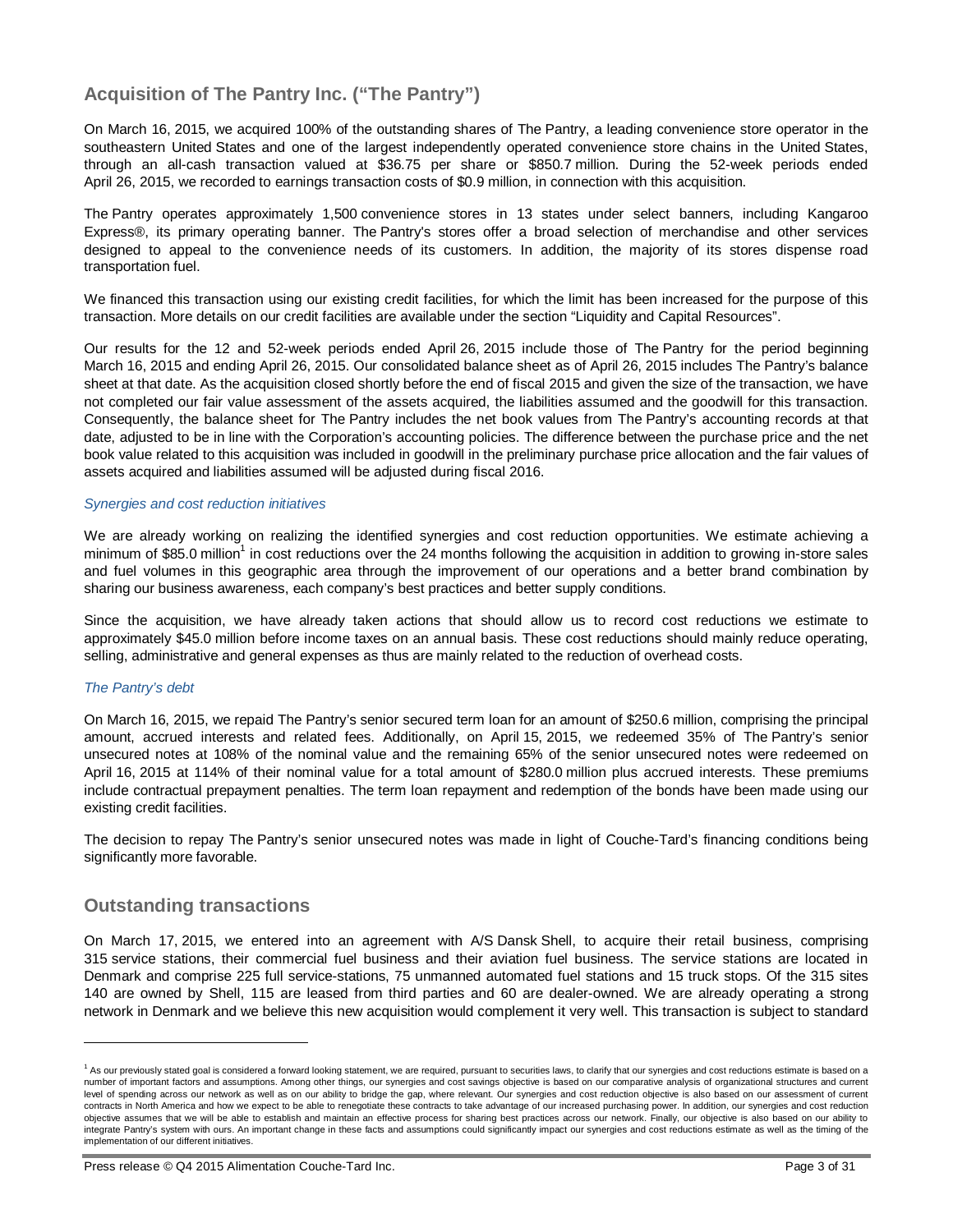## Acquisition of The Pantry Inc. ("The Pantry")

On March 16, 2015, we acquired 100% of the outstanding shares of The Pantry, a leading convenience store operator in the southeastern United States and one of the largest independently operated convenience store chains in the United States, through an all-cash transaction valued at $36.75 per share or $850.7 million. During the 52-week periods ended April 26, 2015, we recorded to earnings transaction costs of $0.9 million, in connection with this acquisition.

The Pantry operates approximately 1,500 convenience stores in 13 states under select banners, including Kangaroo Express®, its primary operating banner. The Pantry's stores offer a broad selection of merchandise and other services designed to appeal to the convenience needs of its customers. In addition, the majority of its stores dispense road transportation fuel.

We financed this transaction using our existing credit facilities, for which the limit has been increased for the purpose of this transaction. More details on our credit facilities are available under the section "Liquidity and Capital Resources".

Our results for the 12 and 52-week periods ended April 26, 2015 include those of The Pantry for the period beginning March 16, 2015 and ending April 26, 2015. Our consolidated balance sheet as of April 26, 2015 includes The Pantry's balance sheet at that date. As the acquisition closed shortly before the end of fiscal 2015 and given the size of the transaction, we have not completed our fair value assessment of the assets acquired, the liabilities assumed and the goodwill for this transaction. Consequently, the balance sheet for The Pantry includes the net book values from The Pantry's accounting records at that date, adjusted to be in line with the Corporation's accounting policies. The difference between the purchase price and the net book value related to this acquisition was included in goodwill in the preliminary purchase price allocation and the fair values of assets acquired and liabilities assumed will be adjusted during fiscal 2016.

*Synergies and cost reduction initiatives*

We are already working on realizing the identified synergies and cost reduction opportunities. We estimate achieving a minimum of $85.0 million[1] in cost reductions over the 24 months following the acquisition in addition to growing in-store sales and fuel volumes in this geographic area through the improvement of our operations and a better brand combination by sharing our business awareness, each company's best practices and better supply conditions.

Since the acquisition, we have already taken actions that should allow us to record cost reductions we estimate to approximately $45.0 million before income taxes on an annual basis. These cost reductions should mainly reduce operating, selling, administrative and general expenses as thus are mainly related to the reduction of overhead costs.

*The Pantry's debt*

On March 16, 2015, we repaid The Pantry's senior secured term loan for an amount of $250.6 million, comprising the principal amount, accrued interests and related fees. Additionally, on April 15, 2015, we redeemed 35% of The Pantry's senior unsecured notes at 108% of the nominal value and the remaining 65% of the senior unsecured notes were redeemed on April 16, 2015 at 114% of their nominal value for a total amount of $280.0 million plus accrued interests. These premiums include contractual prepayment penalties. The term loan repayment and redemption of the bonds have been made using our existing credit facilities.

The decision to repay The Pantry's senior unsecured notes was made in light of Couche-Tard's financing conditions being significantly more favorable.

## Outstanding transactions

On March 17, 2015, we entered into an agreement with A/S Dansk Shell, to acquire their retail business, comprising 315 service stations, their commercial fuel business and their aviation fuel business. The service stations are located in Denmark and comprise 225 full service-stations, 75 unmanned automated fuel stations and 15 truck stops. Of the 315 sites 140 are owned by Shell, 115 are leased from third parties and 60 are dealer-owned. We are already operating a strong network in Denmark and we believe this new acquisition would complement it very well. This transaction is subject to standard

---

[1] As our previously stated goal is considered a forward looking statement, we are required, pursuant to securities laws, to clarify that our synergies and cost reductions estimate is based on a number of important factors and assumptions. Among other things, our synergies and cost savings objective is based on our comparative analysis of organizational structures and current level of spending across our network as well as on our ability to bridge the gap, where relevant. Our synergies and cost reduction objective is also based on our assessment of current contracts in North America and how we expect to be able to renegotiate these contracts to take advantage of our increased purchasing power. In addition, our synergies and cost reduction objective assumes that we will be able to establish and maintain an effective process for sharing best practices across our network. Finally, our objective is also based on our ability to integrate Pantry's system with ours. An important change in these facts and assumptions could significantly impact our synergies and cost reductions estimate as well as the timing of the implementation of our different initiatives.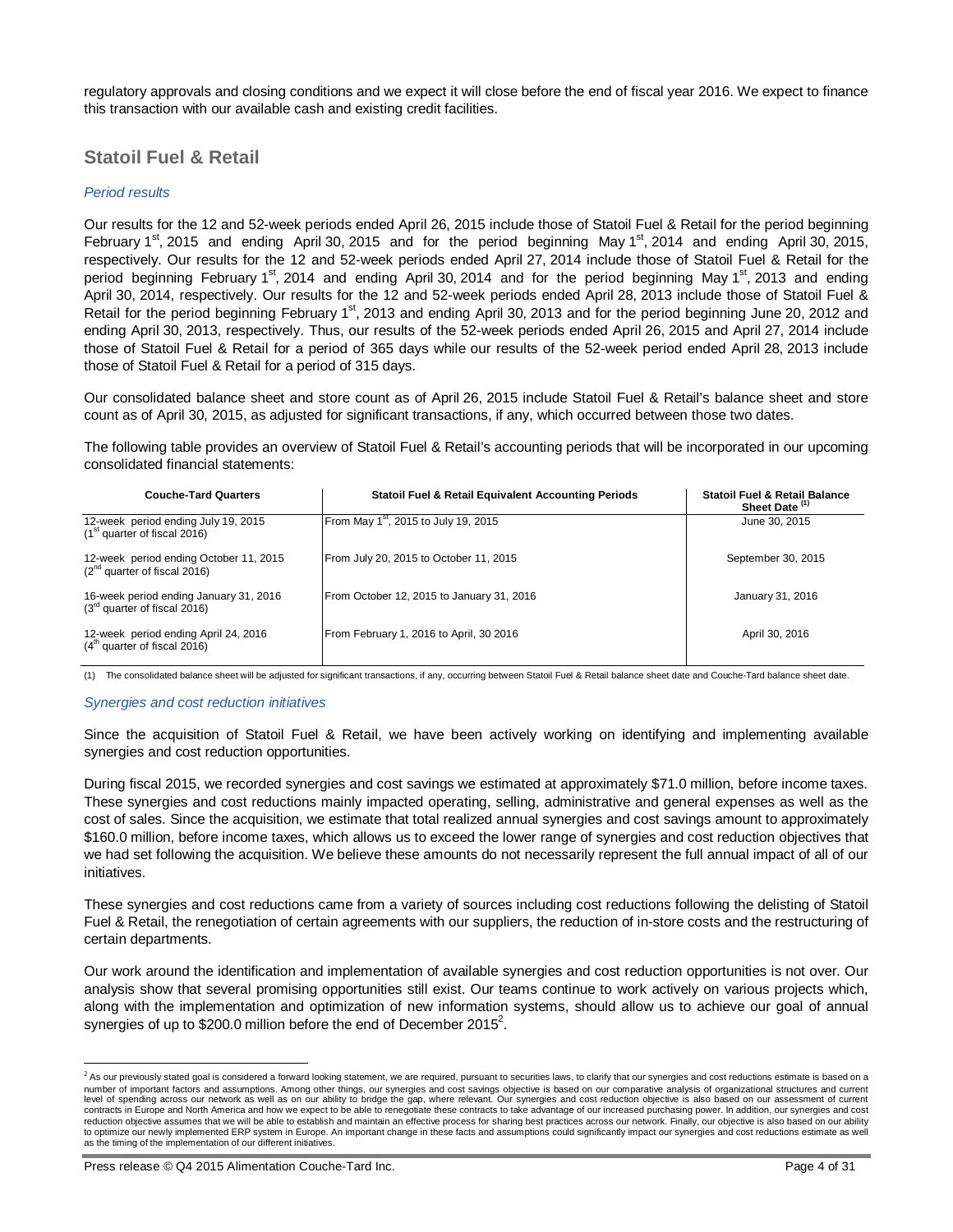regulatory approvals and closing conditions and we expect it will close before the end of fiscal year 2016. We expect to finance this transaction with our available cash and existing credit facilities.

## Statoil Fuel & Retail

### *Period results*

Our results for the 12 and 52-week periods ended April 26, 2015 include those of Statoil Fuel & Retail for the period beginning February 1st, 2015 and ending April 30, 2015 and for the period beginning May 1st, 2014 and ending April 30, 2015, respectively. Our results for the 12 and 52-week periods ended April 27, 2014 include those of Statoil Fuel & Retail for the period beginning February 1st, 2014 and ending April 30, 2014 and for the period beginning May 1st, 2013 and ending April 30, 2014, respectively. Our results for the 12 and 52-week periods ended April 28, 2013 include those of Statoil Fuel & Retail for the period beginning February 1st, 2013 and ending April 30, 2013 and for the period beginning June 20, 2012 and ending April 30, 2013, respectively. Thus, our results of the 52-week periods ended April 26, 2015 and April 27, 2014 include those of Statoil Fuel & Retail for a period of 365 days while our results of the 52-week period ended April 28, 2013 include those of Statoil Fuel & Retail for a period of 315 days.

Our consolidated balance sheet and store count as of April 26, 2015 include Statoil Fuel & Retail's balance sheet and store count as of April 30, 2015, as adjusted for significant transactions, if any, which occurred between those two dates.

The following table provides an overview of Statoil Fuel & Retail's accounting periods that will be incorporated in our upcoming consolidated financial statements:

| Couche-Tard Quarters | Statoil Fuel & Retail Equivalent Accounting Periods | Statoil Fuel & Retail Balance Sheet Date (1) |
|---|---|---|
| 12-week period ending July 19, 2015 (1st quarter of fiscal 2016) | From May 1st, 2015 to July 19, 2015 | June 30, 2015 |
| 12-week period ending October 11, 2015 (2nd quarter of fiscal 2016) | From July 20, 2015 to October 11, 2015 | September 30, 2015 |
| 16-week period ending January 31, 2016 (3rd quarter of fiscal 2016) | From October 12, 2015 to January 31, 2016 | January 31, 2016 |
| 12-week period ending April 24, 2016 (4th quarter of fiscal 2016) | From February 1, 2016 to April, 30 2016 | April 30, 2016 |

(1) The consolidated balance sheet will be adjusted for significant transactions, if any, occurring between Statoil Fuel & Retail balance sheet date and Couche-Tard balance sheet date.

### *Synergies and cost reduction initiatives*

Since the acquisition of Statoil Fuel & Retail, we have been actively working on identifying and implementing available synergies and cost reduction opportunities.

During fiscal 2015, we recorded synergies and cost savings we estimated at approximately $71.0 million, before income taxes. These synergies and cost reductions mainly impacted operating, selling, administrative and general expenses as well as the cost of sales. Since the acquisition, we estimate that total realized annual synergies and cost savings amount to approximately $160.0 million, before income taxes, which allows us to exceed the lower range of synergies and cost reduction objectives that we had set following the acquisition. We believe these amounts do not necessarily represent the full annual impact of all of our initiatives.

These synergies and cost reductions came from a variety of sources including cost reductions following the delisting of Statoil Fuel & Retail, the renegotiation of certain agreements with our suppliers, the reduction of in-store costs and the restructuring of certain departments.

Our work around the identification and implementation of available synergies and cost reduction opportunities is not over. Our analysis show that several promising opportunities still exist. Our teams continue to work actively on various projects which, along with the implementation and optimization of new information systems, should allow us to achieve our goal of annual synergies of up to $200.0 million before the end of December 2015[2].

[2] As our previously stated goal is considered a forward looking statement, we are required, pursuant to securities laws, to clarify that our synergies and cost reductions estimate is based on a number of important factors and assumptions. Among other things, our synergies and cost savings objective is based on our comparative analysis of organizational structures and current level of spending across our network as well as on our ability to bridge the gap, where relevant. Our synergies and cost reduction objective is also based on our assessment of current contracts in Europe and North America and how we expect to be able to renegotiate these contracts to take advantage of our increased purchasing power. In addition, our synergies and cost reduction objective assumes that we will be able to establish and maintain an effective process for sharing best practices across our network. Finally, our objective is also based on our ability to optimize our newly implemented ERP system in Europe. An important change in these facts and assumptions could significantly impact our synergies and cost reductions estimate as well as the timing of the implementation of our different initiatives.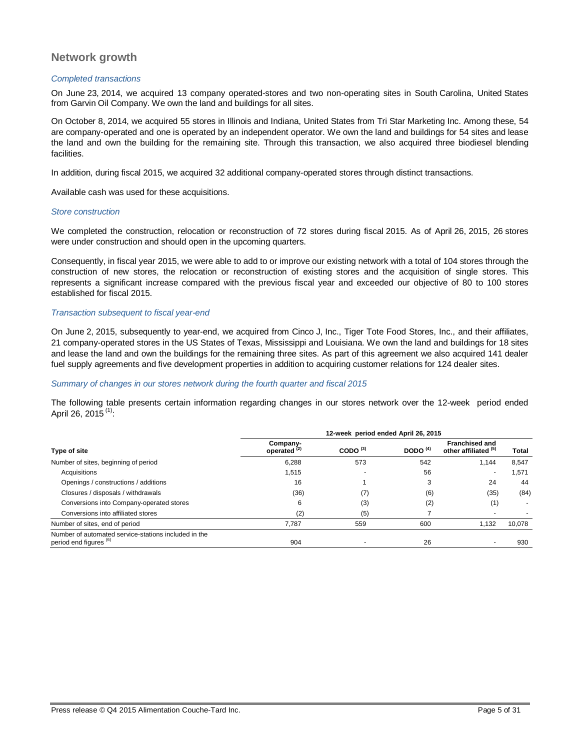## Network growth

*Completed transactions*

On June 23, 2014, we acquired 13 company operated-stores and two non-operating sites in South Carolina, United States from Garvin Oil Company. We own the land and buildings for all sites.

On October 8, 2014, we acquired 55 stores in Illinois and Indiana, United States from Tri Star Marketing Inc. Among these, 54 are company-operated and one is operated by an independent operator. We own the land and buildings for 54 sites and lease the land and own the building for the remaining site. Through this transaction, we also acquired three biodiesel blending facilities.

In addition, during fiscal 2015, we acquired 32 additional company-operated stores through distinct transactions.

Available cash was used for these acquisitions.

*Store construction*

We completed the construction, relocation or reconstruction of 72 stores during fiscal 2015. As of April 26, 2015, 26 stores were under construction and should open in the upcoming quarters.

Consequently, in fiscal year 2015, we were able to add to or improve our existing network with a total of 104 stores through the construction of new stores, the relocation or reconstruction of existing stores and the acquisition of single stores. This represents a significant increase compared with the previous fiscal year and exceeded our objective of 80 to 100 stores established for fiscal 2015.

*Transaction subsequent to fiscal year-end*

On June 2, 2015, subsequently to year-end, we acquired from Cinco J, Inc., Tiger Tote Food Stores, Inc., and their affiliates, 21 company-operated stores in the US States of Texas, Mississippi and Louisiana. We own the land and buildings for 18 sites and lease the land and own the buildings for the remaining three sites. As part of this agreement we also acquired 141 dealer fuel supply agreements and five development properties in addition to acquiring customer relations for 124 dealer sites.

*Summary of changes in our stores network during the fourth quarter and fiscal 2015*

The following table presents certain information regarding changes in our stores network over the 12-week period ended April 26, 2015 (1):

| | 12-week period ended April 26, 2015 | | | | |
|---|---|---|---|---|---|
| **Type of site** | **Company-operated (2)** | **CODO (3)** | **DODO (4)** | **Franchised and other affiliated (5)** | **Total** |
| Number of sites, beginning of period | 6,288 | 573 | 542 | 1,144 | 8,547 |
| Acquisitions | 1,515 | - | 56 | - | 1,571 |
| Openings / constructions / additions | 16 | 1 | 3 | 24 | 44 |
| Closures / disposals / withdrawals | (36) | (7) | (6) | (35) | (84) |
| Conversions into Company-operated stores | 6 | (3) | (2) | (1) | - |
| Conversions into affiliated stores | (2) | (5) | 7 | - | - |
| Number of sites, end of period | 7,787 | 559 | 600 | 1,132 | 10,078 |
| Number of automated service-stations included in the period end figures (6) | 904 | - | 26 | - | 930 |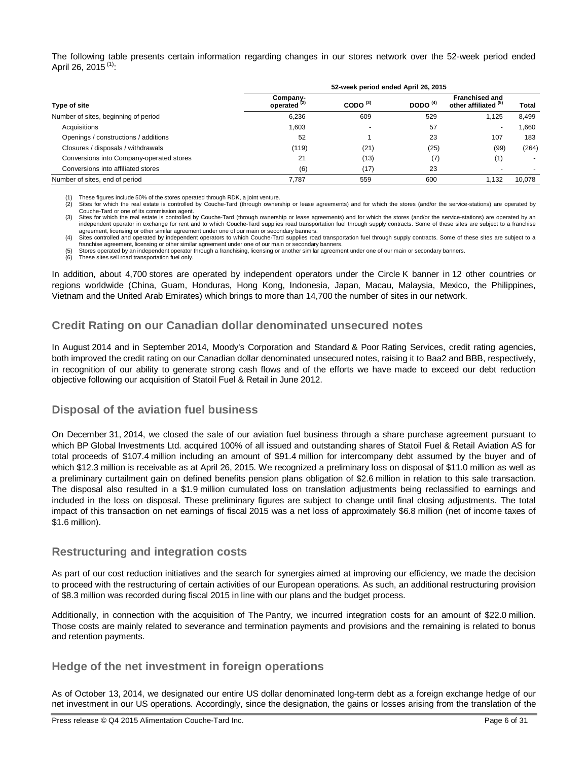The following table presents certain information regarding changes in our stores network over the 52-week period ended April 26, 2015 [(1)]:

| | 52-week period ended April 26, 2015 | | | | |
|---|---|---|---|---|---|
| Type of site | Company-operated [(2)] | CODO [(3)] | DODO [(4)] | Franchised and other affiliated [(5)] | Total |
| Number of sites, beginning of period | 6,236 | 609 | 529 | 1,125 | 8,499 |
| Acquisitions | 1,603 | - | 57 | - | 1,660 |
| Openings / constructions / additions | 52 | 1 | 23 | 107 | 183 |
| Closures / disposals / withdrawals | (119) | (21) | (25) | (99) | (264) |
| Conversions into Company-operated stores | 21 | (13) | (7) | (1) | - |
| Conversions into affiliated stores | (6) | (17) | 23 | - | - |
| Number of sites, end of period | 7,787 | 559 | 600 | 1,132 | 10,078 |

(1) These figures include 50% of the stores operated through RDK, a joint venture.
(2) Sites for which the real estate is controlled by Couche-Tard (through ownership or lease agreements) and for which the stores (and/or the service-stations) are operated by Couche-Tard or one of its commission agent.
(3) Sites for which the real estate is controlled by Couche-Tard (through ownership or lease agreements) and for which the stores (and/or the service-stations) are operated by an independent operator in exchange for rent and to which Couche-Tard supplies road transportation fuel through supply contracts. Some of these sites are subject to a franchise agreement, licensing or other similar agreement under one of our main or secondary banners.
(4) Sites controlled and operated by independent operators to which Couche-Tard supplies road transportation fuel through supply contracts. Some of these sites are subject to a franchise agreement, licensing or other similar agreement under one of our main or secondary banners.
(5) Stores operated by an independent operator through a franchising, licensing or another similar agreement under one of our main or secondary banners.
(6) These sites sell road transportation fuel only.

In addition, about 4,700 stores are operated by independent operators under the Circle K banner in 12 other countries or regions worldwide (China, Guam, Honduras, Hong Kong, Indonesia, Japan, Macau, Malaysia, Mexico, the Philippines, Vietnam and the United Arab Emirates) which brings to more than 14,700 the number of sites in our network.

## Credit Rating on our Canadian dollar denominated unsecured notes

In August 2014 and in September 2014, Moody's Corporation and Standard & Poor Rating Services, credit rating agencies, both improved the credit rating on our Canadian dollar denominated unsecured notes, raising it to Baa2 and BBB, respectively, in recognition of our ability to generate strong cash flows and of the efforts we have made to exceed our debt reduction objective following our acquisition of Statoil Fuel & Retail in June 2012.

## Disposal of the aviation fuel business

On December 31, 2014, we closed the sale of our aviation fuel business through a share purchase agreement pursuant to which BP Global Investments Ltd. acquired 100% of all issued and outstanding shares of Statoil Fuel & Retail Aviation AS for total proceeds of $107.4 million including an amount of $91.4 million for intercompany debt assumed by the buyer and of which $12.3 million is receivable as at April 26, 2015. We recognized a preliminary loss on disposal of $11.0 million as well as a preliminary curtailment gain on defined benefits pension plans obligation of $2.6 million in relation to this sale transaction. The disposal also resulted in a $1.9 million cumulated loss on translation adjustments being reclassified to earnings and included in the loss on disposal. These preliminary figures are subject to change until final closing adjustments. The total impact of this transaction on net earnings of fiscal 2015 was a net loss of approximately $6.8 million (net of income taxes of $1.6 million).

## Restructuring and integration costs

As part of our cost reduction initiatives and the search for synergies aimed at improving our efficiency, we made the decision to proceed with the restructuring of certain activities of our European operations. As such, an additional restructuring provision of $8.3 million was recorded during fiscal 2015 in line with our plans and the budget process.

Additionally, in connection with the acquisition of The Pantry, we incurred integration costs for an amount of $22.0 million. Those costs are mainly related to severance and termination payments and provisions and the remaining is related to bonus and retention payments.

## Hedge of the net investment in foreign operations

As of October 13, 2014, we designated our entire US dollar denominated long-term debt as a foreign exchange hedge of our net investment in our US operations. Accordingly, since the designation, the gains or losses arising from the translation of the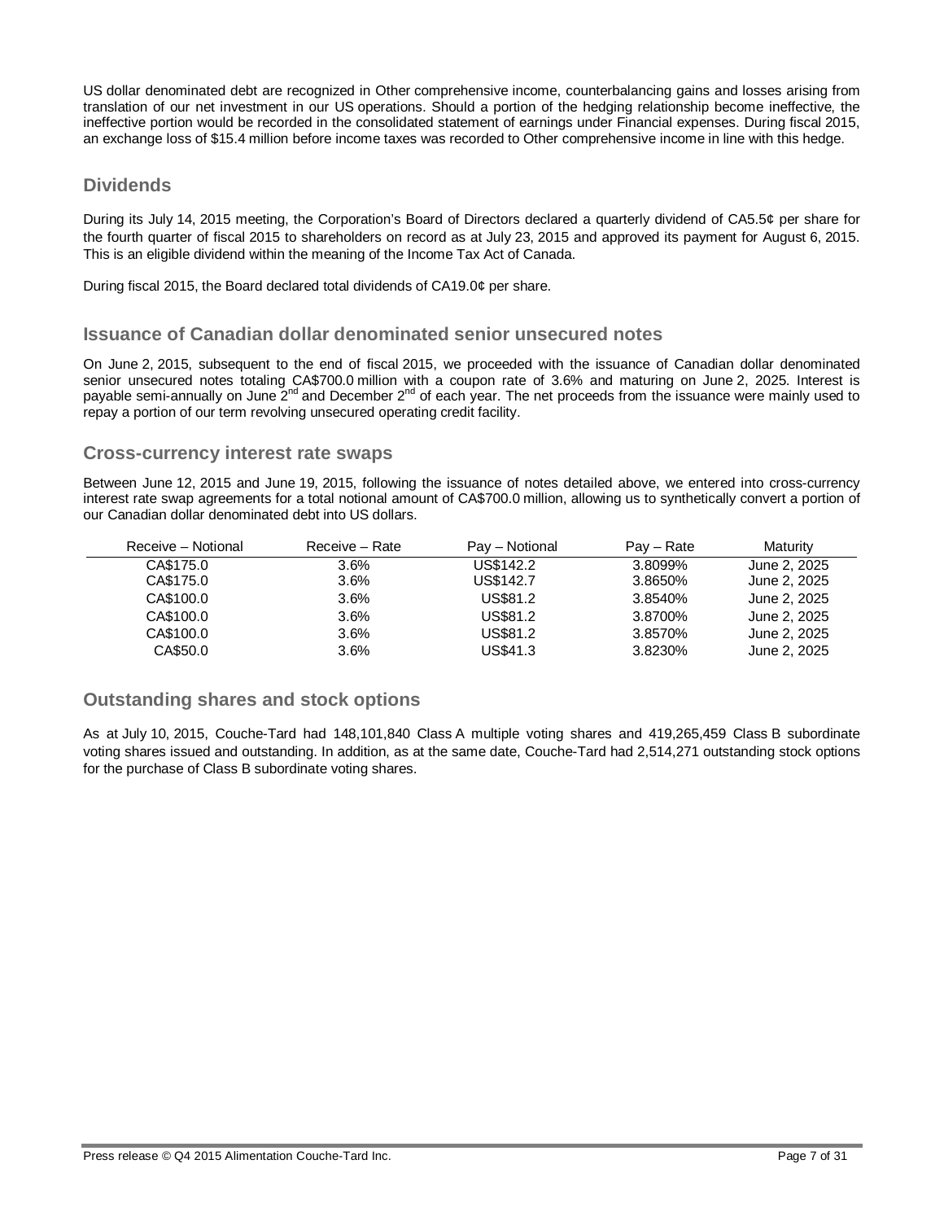US dollar denominated debt are recognized in Other comprehensive income, counterbalancing gains and losses arising from translation of our net investment in our US operations. Should a portion of the hedging relationship become ineffective, the ineffective portion would be recorded in the consolidated statement of earnings under Financial expenses. During fiscal 2015, an exchange loss of $15.4 million before income taxes was recorded to Other comprehensive income in line with this hedge.

## Dividends

During its July 14, 2015 meeting, the Corporation's Board of Directors declared a quarterly dividend of CA5.5¢ per share for the fourth quarter of fiscal 2015 to shareholders on record as at July 23, 2015 and approved its payment for August 6, 2015. This is an eligible dividend within the meaning of the Income Tax Act of Canada.

During fiscal 2015, the Board declared total dividends of CA19.0¢ per share.

## Issuance of Canadian dollar denominated senior unsecured notes

On June 2, 2015, subsequent to the end of fiscal 2015, we proceeded with the issuance of Canadian dollar denominated senior unsecured notes totaling CA$700.0 million with a coupon rate of 3.6% and maturing on June 2, 2025. Interest is payable semi-annually on June 2nd and December 2nd of each year. The net proceeds from the issuance were mainly used to repay a portion of our term revolving unsecured operating credit facility.

## Cross-currency interest rate swaps

Between June 12, 2015 and June 19, 2015, following the issuance of notes detailed above, we entered into cross-currency interest rate swap agreements for a total notional amount of CA$700.0 million, allowing us to synthetically convert a portion of our Canadian dollar denominated debt into US dollars.

| Receive – Notional | Receive – Rate | Pay – Notional | Pay – Rate | Maturity |
|---|---|---|---|---|
| CA$175.0 | 3.6% | US$142.2 | 3.8099% | June 2, 2025 |
| CA$175.0 | 3.6% | US$142.7 | 3.8650% | June 2, 2025 |
| CA$100.0 | 3.6% | US$81.2 | 3.8540% | June 2, 2025 |
| CA$100.0 | 3.6% | US$81.2 | 3.8700% | June 2, 2025 |
| CA$100.0 | 3.6% | US$81.2 | 3.8570% | June 2, 2025 |
| CA$50.0 | 3.6% | US$41.3 | 3.8230% | June 2, 2025 |

## Outstanding shares and stock options

As at July 10, 2015, Couche-Tard had 148,101,840 Class A multiple voting shares and 419,265,459 Class B subordinate voting shares issued and outstanding. In addition, as at the same date, Couche-Tard had 2,514,271 outstanding stock options for the purchase of Class B subordinate voting shares.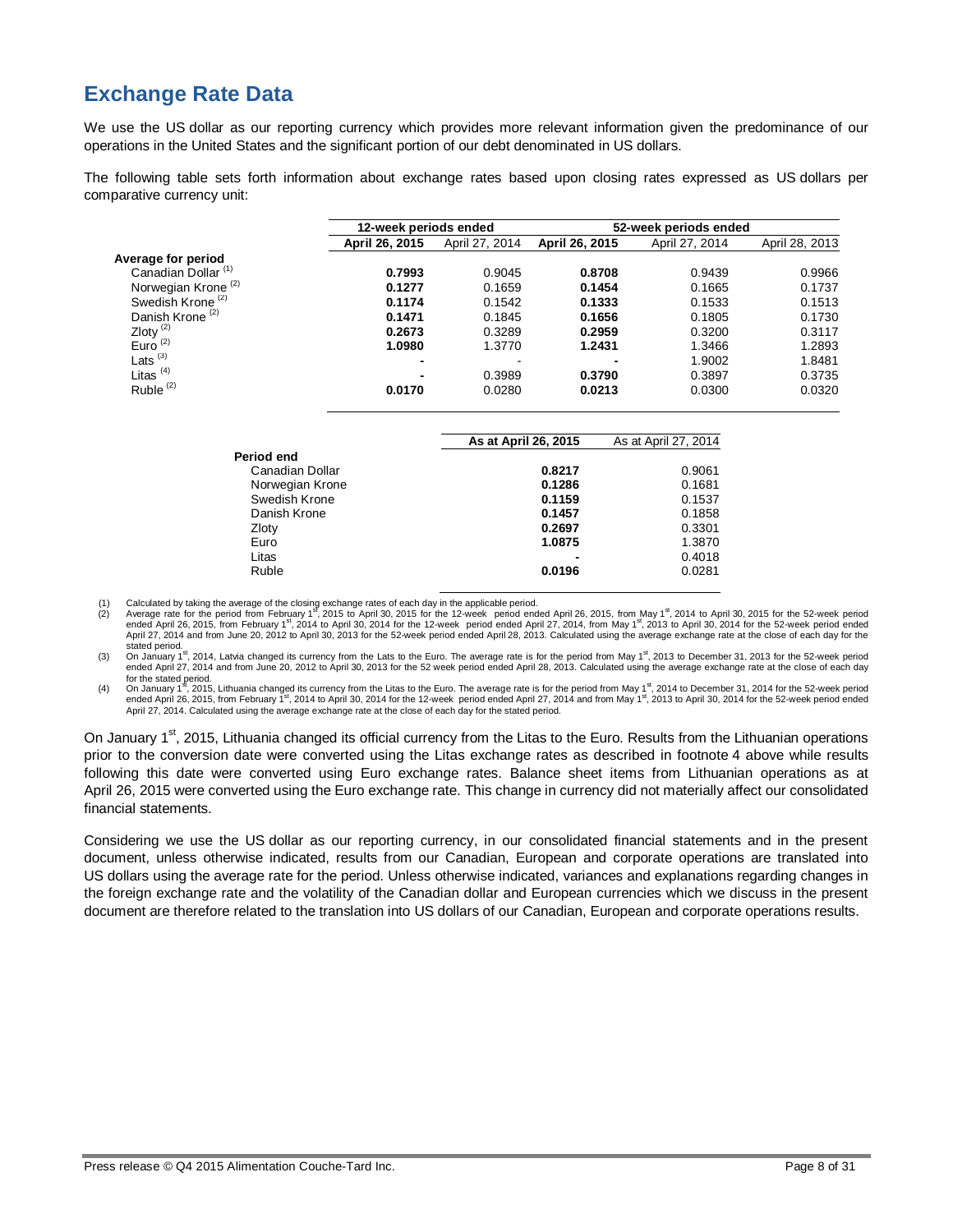## Exchange Rate Data

We use the US dollar as our reporting currency which provides more relevant information given the predominance of our operations in the United States and the significant portion of our debt denominated in US dollars.

The following table sets forth information about exchange rates based upon closing rates expressed as US dollars per comparative currency unit:

| | 12-week periods ended | | 52-week periods ended | | |
|---|---|---|---|---|---|
| | **April 26, 2015** | April 27, 2014 | **April 26, 2015** | April 27, 2014 | April 28, 2013 |
| **Average for period** | | | | | |
| Canadian Dollar (1) | **0.7993** | 0.9045 | **0.8708** | 0.9439 | 0.9966 |
| Norwegian Krone (2) | **0.1277** | 0.1659 | **0.1454** | 0.1665 | 0.1737 |
| Swedish Krone (2) | **0.1174** | 0.1542 | **0.1333** | 0.1533 | 0.1513 |
| Danish Krone (2) | **0.1471** | 0.1845 | **0.1656** | 0.1805 | 0.1730 |
| Zloty (2) | **0.2673** | 0.3289 | **0.2959** | 0.3200 | 0.3117 |
| Euro (2) | **1.0980** | 1.3770 | **1.2431** | 1.3466 | 1.2893 |
| Lats (3) | **-** | - | **-** | 1.9002 | 1.8481 |
| Litas (4) | **-** | 0.3989 | **0.3790** | 0.3897 | 0.3735 |
| Ruble (2) | **0.0170** | 0.0280 | **0.0213** | 0.0300 | 0.0320 |

| | As at April 26, 2015 | As at April 27, 2014 |
|---|---|---|
| **Period end** | | |
| Canadian Dollar | **0.8217** | 0.9061 |
| Norwegian Krone | **0.1286** | 0.1681 |
| Swedish Krone | **0.1159** | 0.1537 |
| Danish Krone | **0.1457** | 0.1858 |
| Zloty | **0.2697** | 0.3301 |
| Euro | **1.0875** | 1.3870 |
| Litas | **-** | 0.4018 |
| Ruble | **0.0196** | 0.0281 |

(1) Calculated by taking the average of the closing exchange rates of each day in the applicable period.
(2) Average rate for the period from February 1st, 2015 to April 30, 2015 for the 12-week period ended April 26, 2015, from May 1st, 2014 to April 30, 2015 for the 52-week period ended April 26, 2015, from February 1st, 2014 to April 30, 2014 for the 12-week period ended April 27, 2014, from May 1st, 2013 to April 30, 2014 for the 52-week period ended April 27, 2014 and from June 20, 2012 to April 30, 2013 for the 52-week period ended April 28, 2013. Calculated using the average exchange rate at the close of each day for the stated period.
(3) On January 1st, 2014, Latvia changed its currency from the Lats to the Euro. The average rate is for the period from May 1st, 2013 to December 31, 2013 for the 52-week period ended April 27, 2014 and from June 20, 2012 to April 30, 2013 for the 52 week period ended April 28, 2013. Calculated using the average exchange rate at the close of each day for the stated period.
(4) On January 1st, 2015, Lithuania changed its currency from the Litas to the Euro. The average rate is for the period from May 1st, 2014 to December 31, 2014 for the 52-week period ended April 26, 2015, from February 1st, 2014 to April 30, 2014 for the 12-week period ended April 27, 2014 and from May 1st, 2013 to April 30, 2014 for the 52-week period ended April 27, 2014. Calculated using the average exchange rate at the close of each day for the stated period.

On January 1st, 2015, Lithuania changed its official currency from the Litas to the Euro. Results from the Lithuanian operations prior to the conversion date were converted using the Litas exchange rates as described in footnote 4 above while results following this date were converted using Euro exchange rates. Balance sheet items from Lithuanian operations as at April 26, 2015 were converted using the Euro exchange rate. This change in currency did not materially affect our consolidated financial statements.

Considering we use the US dollar as our reporting currency, in our consolidated financial statements and in the present document, unless otherwise indicated, results from our Canadian, European and corporate operations are translated into US dollars using the average rate for the period. Unless otherwise indicated, variances and explanations regarding changes in the foreign exchange rate and the volatility of the Canadian dollar and European currencies which we discuss in the present document are therefore related to the translation into US dollars of our Canadian, European and corporate operations results.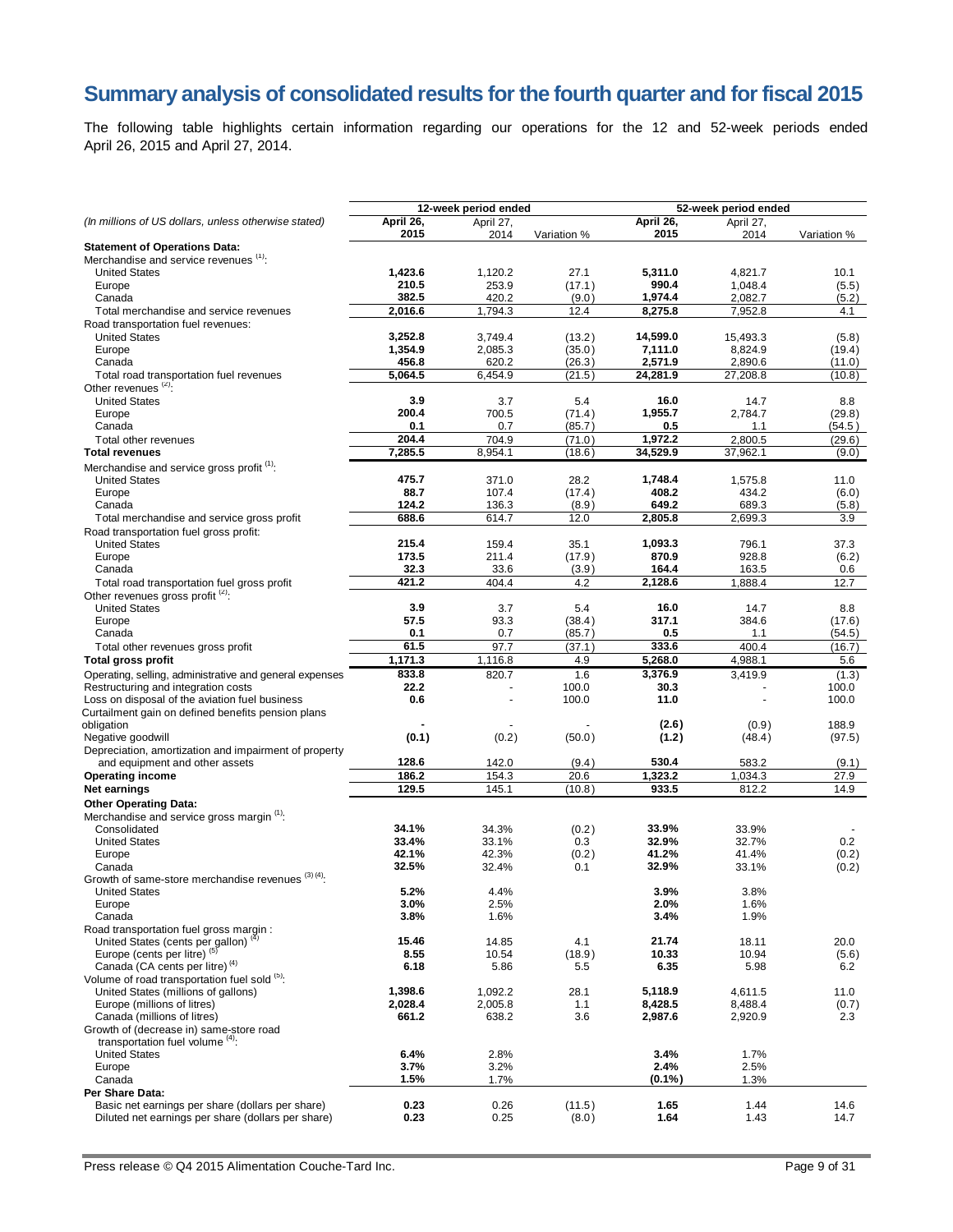# Summary analysis of consolidated results for the fourth quarter and for fiscal 2015

The following table highlights certain information regarding our operations for the 12 and 52-week periods ended April 26, 2015 and April 27, 2014.

| *(In millions of US dollars, unless otherwise stated)* | 12-week period ended | | | 52-week period ended | | |
|---|---|---|---|---|---|---|
| | **April 26, 2015** | April 27, 2014 | Variation % | **April 26, 2015** | April 27, 2014 | Variation % |
| **Statement of Operations Data:** | | | | | | |
| Merchandise and service revenues [(1)]: | | | | | | |
| United States | **1,423.6** | 1,120.2 | 27.1 | **5,311.0** | 4,821.7 | 10.1 |
| Europe | **210.5** | 253.9 | (17.1) | **990.4** | 1,048.4 | (5.5) |
| Canada | **382.5** | 420.2 | (9.0) | **1,974.4** | 2,082.7 | (5.2) |
| Total merchandise and service revenues | **2,016.6** | 1,794.3 | 12.4 | **8,275.8** | 7,952.8 | 4.1 |
| Road transportation fuel revenues: | | | | | | |
| United States | **3,252.8** | 3,749.4 | (13.2) | **14,599.0** | 15,493.3 | (5.8) |
| Europe | **1,354.9** | 2,085.3 | (35.0) | **7,111.0** | 8,824.9 | (19.4) |
| Canada | **456.8** | 620.2 | (26.3) | **2,571.9** | 2,890.6 | (11.0) |
| Total road transportation fuel revenues | **5,064.5** | 6,454.9 | (21.5) | **24,281.9** | 27,208.8 | (10.8) |
| Other revenues [(2)]: | | | | | | |
| United States | **3.9** | 3.7 | 5.4 | **16.0** | 14.7 | 8.8 |
| Europe | **200.4** | 700.5 | (71.4) | **1,955.7** | 2,784.7 | (29.8) |
| Canada | **0.1** | 0.7 | (85.7) | **0.5** | 1.1 | (54.5) |
| Total other revenues | **204.4** | 704.9 | (71.0) | **1,972.2** | 2,800.5 | (29.6) |
| **Total revenues** | **7,285.5** | 8,954.1 | (18.6) | **34,529.9** | 37,962.1 | (9.0) |
| Merchandise and service gross profit [(1)]: | | | | | | |
| United States | **475.7** | 371.0 | 28.2 | **1,748.4** | 1,575.8 | 11.0 |
| Europe | **88.7** | 107.4 | (17.4) | **408.2** | 434.2 | (6.0) |
| Canada | **124.2** | 136.3 | (8.9) | **649.2** | 689.3 | (5.8) |
| Total merchandise and service gross profit | **688.6** | 614.7 | 12.0 | **2,805.8** | 2,699.3 | 3.9 |
| Road transportation fuel gross profit: | | | | | | |
| United States | **215.4** | 159.4 | 35.1 | **1,093.3** | 796.1 | 37.3 |
| Europe | **173.5** | 211.4 | (17.9) | **870.9** | 928.8 | (6.2) |
| Canada | **32.3** | 33.6 | (3.9) | **164.4** | 163.5 | 0.6 |
| Total road transportation fuel gross profit | **421.2** | 404.4 | 4.2 | **2,128.6** | 1,888.4 | 12.7 |
| Other revenues gross profit [(2)]: | | | | | | |
| United States | **3.9** | 3.7 | 5.4 | **16.0** | 14.7 | 8.8 |
| Europe | **57.5** | 93.3 | (38.4) | **317.1** | 384.6 | (17.6) |
| Canada | **0.1** | 0.7 | (85.7) | **0.5** | 1.1 | (54.5) |
| Total other revenues gross profit | **61.5** | 97.7 | (37.1) | **333.6** | 400.4 | (16.7) |
| **Total gross profit** | **1,171.3** | 1,116.8 | 4.9 | **5,268.0** | 4,988.1 | 5.6 |
| Operating, selling, administrative and general expenses | **833.8** | 820.7 | 1.6 | **3,376.9** | 3,419.9 | (1.3) |
| Restructuring and integration costs | **22.2** | - | 100.0 | **30.3** | - | 100.0 |
| Loss on disposal of the aviation fuel business | **0.6** | - | 100.0 | **11.0** | - | 100.0 |
| Curtailment gain on defined benefits pension plans obligation | **-** | - | - | **(2.6)** | (0.9) | 188.9 |
| Negative goodwill | **(0.1)** | (0.2) | (50.0) | **(1.2)** | (48.4) | (97.5) |
| Depreciation, amortization and impairment of property and equipment and other assets | **128.6** | 142.0 | (9.4) | **530.4** | 583.2 | (9.1) |
| **Operating income** | **186.2** | 154.3 | 20.6 | **1,323.2** | 1,034.3 | 27.9 |
| **Net earnings** | **129.5** | 145.1 | (10.8) | **933.5** | 812.2 | 14.9 |
| **Other Operating Data:** | | | | | | |
| Merchandise and service gross margin [(1)]: | | | | | | |
| Consolidated | **34.1%** | 34.3% | (0.2) | **33.9%** | 33.9% | - |
| United States | **33.4%** | 33.1% | 0.3 | **32.9%** | 32.7% | 0.2 |
| Europe | **42.1%** | 42.3% | (0.2) | **41.2%** | 41.4% | (0.2) |
| Canada | **32.5%** | 32.4% | 0.1 | **32.9%** | 33.1% | (0.2) |
| Growth of same-store merchandise revenues [(3) (4)]: | | | | | | |
| United States | **5.2%** | 4.4% | | **3.9%** | 3.8% | |
| Europe | **3.0%** | 2.5% | | **2.0%** | 1.6% | |
| Canada | **3.8%** | 1.6% | | **3.4%** | 1.9% | |
| Road transportation fuel gross margin : | | | | | | |
| United States (cents per gallon) [(4)] | **15.46** | 14.85 | 4.1 | **21.74** | 18.11 | 20.0 |
| Europe (cents per litre) [(5)] | **8.55** | 10.54 | (18.9) | **10.33** | 10.94 | (5.6) |
| Canada (CA cents per litre) [(4)] | **6.18** | 5.86 | 5.5 | **6.35** | 5.98 | 6.2 |
| Volume of road transportation fuel sold [(5)]: | | | | | | |
| United States (millions of gallons) | **1,398.6** | 1,092.2 | 28.1 | **5,118.9** | 4,611.5 | 11.0 |
| Europe (millions of litres) | **2,028.4** | 2,005.8 | 1.1 | **8,428.5** | 8,488.4 | (0.7) |
| Canada (millions of litres) | **661.2** | 638.2 | 3.6 | **2,987.6** | 2,920.9 | 2.3 |
| Growth of (decrease in) same-store road transportation fuel volume [(4)]: | | | | | | |
| United States | **6.4%** | 2.8% | | **3.4%** | 1.7% | |
| Europe | **3.7%** | 3.2% | | **2.4%** | 2.5% | |
| Canada | **1.5%** | 1.7% | | **(0.1%)** | 1.3% | |
| **Per Share Data:** | | | | | | |
| Basic net earnings per share (dollars per share) | **0.23** | 0.26 | (11.5) | **1.65** | 1.44 | 14.6 |
| Diluted net earnings per share (dollars per share) | **0.23** | 0.25 | (8.0) | **1.64** | 1.43 | 14.7 |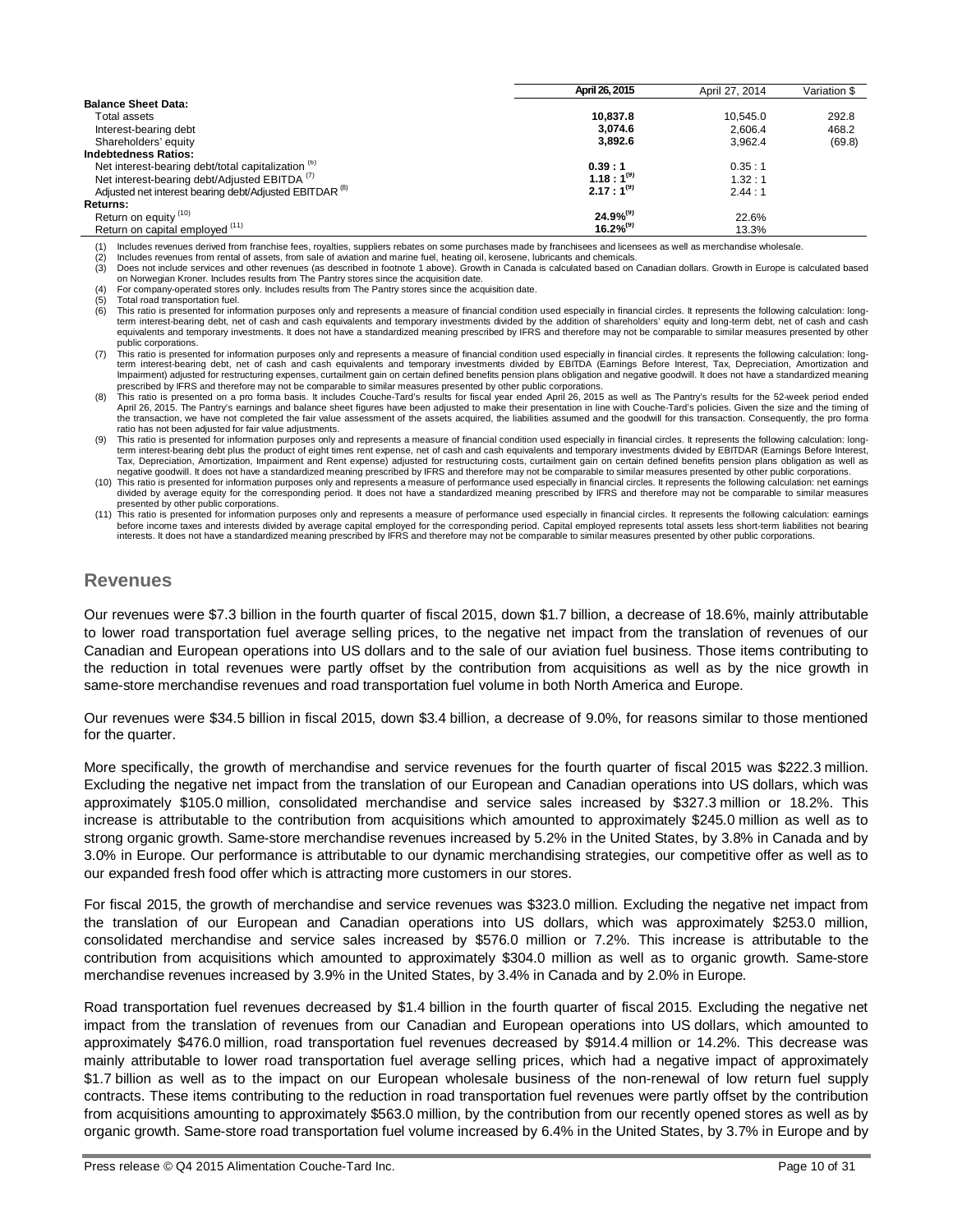| | April 26, 2015 | April 27, 2014 | Variation $ |
|---|---|---|---|
| **Balance Sheet Data:** | | | |
| Total assets | **10,837.8** | 10,545.0 | 292.8 |
| Interest-bearing debt | **3,074.6** | 2,606.4 | 468.2 |
| Shareholders' equity | **3,892.6** | 3,962.4 | (69.8) |
| **Indebtedness Ratios:** | | | |
| Net interest-bearing debt/total capitalization [6] | **0.39 : 1** | 0.35 : 1 | |
| Net interest-bearing debt/Adjusted EBITDA [7] | **1.18 : 1[9]** | 1.32 : 1 | |
| Adjusted net interest bearing debt/Adjusted EBITDAR [8] | **2.17 : 1[9]** | 2.44 : 1 | |
| **Returns:** | | | |
| Return on equity [10] | **24.9%[9]** | 22.6% | |
| Return on capital employed [11] | **16.2%[9]** | 13.3% | |

(1) Includes revenues derived from franchise fees, royalties, suppliers rebates on some purchases made by franchisees and licensees as well as merchandise wholesale.
(2) Includes revenues from rental of assets, from sale of aviation and marine fuel, heating oil, kerosene, lubricants and chemicals.
(3) Does not include services and other revenues (as described in footnote 1 above). Growth in Canada is calculated based on Canadian dollars. Growth in Europe is calculated based on Norwegian Kroner. Includes results from The Pantry stores since the acquisition date.
(4) For company-operated stores only. Includes results from The Pantry stores since the acquisition date.
(5) Total road transportation fuel.
(6) This ratio is presented for information purposes only and represents a measure of financial condition used especially in financial circles. It represents the following calculation: long-term interest-bearing debt, net of cash and cash equivalents and temporary investments divided by the addition of shareholders' equity and long-term debt, net of cash and cash equivalents and temporary investments. It does not have a standardized meaning prescribed by IFRS and therefore may not be comparable to similar measures presented by other public corporations.
(7) This ratio is presented for information purposes only and represents a measure of financial condition used especially in financial circles. It represents the following calculation: long-term interest-bearing debt, net of cash and cash equivalents and temporary investments divided by EBITDA (Earnings Before Interest, Tax, Depreciation, Amortization and Impairment) adjusted for restructuring expenses, curtailment gain on certain defined benefits pension plans obligation and negative goodwill. It does not have a standardized meaning prescribed by IFRS and therefore may not be comparable to similar measures presented by other public corporations.
(8) This ratio is presented on a pro forma basis. It includes Couche-Tard's results for fiscal year ended April 26, 2015 as well as The Pantry's results for the 52-week period ended April 26, 2015. The Pantry's earnings and balance sheet figures have been adjusted to make their presentation in line with Couche-Tard's policies. Given the size and the timing of the transaction, we have not completed the fair value assessment of the assets acquired, the liabilities assumed and the goodwill for this transaction. Consequently, the pro forma ratio has not been adjusted for fair value adjustments.
(9) This ratio is presented for information purposes only and represents a measure of financial condition used especially in financial circles. It represents the following calculation: long-term interest-bearing debt plus the product of eight times rent expense, net of cash and cash equivalents and temporary investments divided by EBITDAR (Earnings Before Interest, Tax, Depreciation, Amortization, Impairment and Rent expense) adjusted for restructuring costs, curtailment gain on certain defined benefits pension plans obligation as well as negative goodwill. It does not have a standardized meaning prescribed by IFRS and therefore may not be comparable to similar measures presented by other public corporations.
(10) This ratio is presented for information purposes only and represents a measure of performance used especially in financial circles. It represents the following calculation: net earnings divided by average equity for the corresponding period. It does not have a standardized meaning prescribed by IFRS and therefore may not be comparable to similar measures presented by other public corporations.
(11) This ratio is presented for information purposes only and represents a measure of performance used especially in financial circles. It represents the following calculation: earnings before income taxes and interests divided by average capital employed for the corresponding period. Capital employed represents total assets less short-term liabilities not bearing interests. It does not have a standardized meaning prescribed by IFRS and therefore may not be comparable to similar measures presented by other public corporations.

## Revenues

Our revenues were $7.3 billion in the fourth quarter of fiscal 2015, down $1.7 billion, a decrease of 18.6%, mainly attributable to lower road transportation fuel average selling prices, to the negative net impact from the translation of revenues of our Canadian and European operations into US dollars and to the sale of our aviation fuel business. Those items contributing to the reduction in total revenues were partly offset by the contribution from acquisitions as well as by the nice growth in same-store merchandise revenues and road transportation fuel volume in both North America and Europe.

Our revenues were $34.5 billion in fiscal 2015, down $3.4 billion, a decrease of 9.0%, for reasons similar to those mentioned for the quarter.

More specifically, the growth of merchandise and service revenues for the fourth quarter of fiscal 2015 was $222.3 million. Excluding the negative net impact from the translation of our European and Canadian operations into US dollars, which was approximately $105.0 million, consolidated merchandise and service sales increased by $327.3 million or 18.2%. This increase is attributable to the contribution from acquisitions which amounted to approximately $245.0 million as well as to strong organic growth. Same-store merchandise revenues increased by 5.2% in the United States, by 3.8% in Canada and by 3.0% in Europe. Our performance is attributable to our dynamic merchandising strategies, our competitive offer as well as to our expanded fresh food offer which is attracting more customers in our stores.

For fiscal 2015, the growth of merchandise and service revenues was $323.0 million. Excluding the negative net impact from the translation of our European and Canadian operations into US dollars, which was approximately $253.0 million, consolidated merchandise and service sales increased by $576.0 million or 7.2%. This increase is attributable to the contribution from acquisitions which amounted to approximately $304.0 million as well as to organic growth. Same-store merchandise revenues increased by 3.9% in the United States, by 3.4% in Canada and by 2.0% in Europe.

Road transportation fuel revenues decreased by $1.4 billion in the fourth quarter of fiscal 2015. Excluding the negative net impact from the translation of revenues from our Canadian and European operations into US dollars, which amounted to approximately $476.0 million, road transportation fuel revenues decreased by $914.4 million or 14.2%. This decrease was mainly attributable to lower road transportation fuel average selling prices, which had a negative impact of approximately $1.7 billion as well as to the impact on our European wholesale business of the non-renewal of low return fuel supply contracts. These items contributing to the reduction in road transportation fuel revenues were partly offset by the contribution from acquisitions amounting to approximately $563.0 million, by the contribution from our recently opened stores as well as by organic growth. Same-store road transportation fuel volume increased by 6.4% in the United States, by 3.7% in Europe and by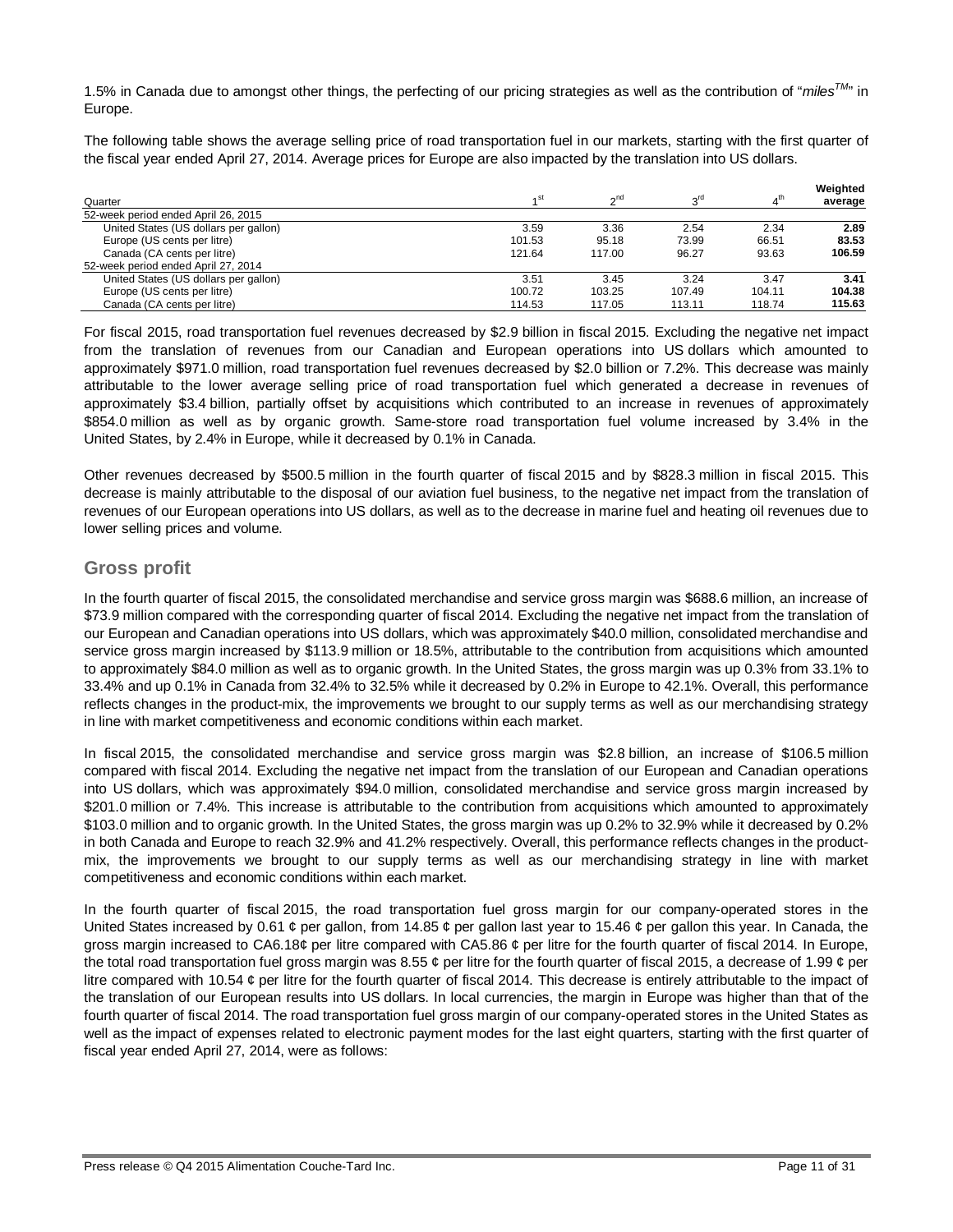1.5% in Canada due to amongst other things, the perfecting of our pricing strategies as well as the contribution of "*miles™*" in Europe.

The following table shows the average selling price of road transportation fuel in our markets, starting with the first quarter of the fiscal year ended April 27, 2014. Average prices for Europe are also impacted by the translation into US dollars.

| Quarter | 1st | 2nd | 3rd | 4th | Weighted average |
|---|---|---|---|---|---|
| 52-week period ended April 26, 2015 | | | | | |
| United States (US dollars per gallon) | 3.59 | 3.36 | 2.54 | 2.34 | **2.89** |
| Europe (US cents per litre) | 101.53 | 95.18 | 73.99 | 66.51 | **83.53** |
| Canada (CA cents per litre) | 121.64 | 117.00 | 96.27 | 93.63 | **106.59** |
| 52-week period ended April 27, 2014 | | | | | |
| United States (US dollars per gallon) | 3.51 | 3.45 | 3.24 | 3.47 | **3.41** |
| Europe (US cents per litre) | 100.72 | 103.25 | 107.49 | 104.11 | **104.38** |
| Canada (CA cents per litre) | 114.53 | 117.05 | 113.11 | 118.74 | **115.63** |

For fiscal 2015, road transportation fuel revenues decreased by $2.9 billion in fiscal 2015. Excluding the negative net impact from the translation of revenues from our Canadian and European operations into US dollars which amounted to approximately $971.0 million, road transportation fuel revenues decreased by $2.0 billion or 7.2%. This decrease was mainly attributable to the lower average selling price of road transportation fuel which generated a decrease in revenues of approximately $3.4 billion, partially offset by acquisitions which contributed to an increase in revenues of approximately $854.0 million as well as by organic growth. Same-store road transportation fuel volume increased by 3.4% in the United States, by 2.4% in Europe, while it decreased by 0.1% in Canada.

Other revenues decreased by $500.5 million in the fourth quarter of fiscal 2015 and by $828.3 million in fiscal 2015. This decrease is mainly attributable to the disposal of our aviation fuel business, to the negative net impact from the translation of revenues of our European operations into US dollars, as well as to the decrease in marine fuel and heating oil revenues due to lower selling prices and volume.

## Gross profit

In the fourth quarter of fiscal 2015, the consolidated merchandise and service gross margin was $688.6 million, an increase of $73.9 million compared with the corresponding quarter of fiscal 2014. Excluding the negative net impact from the translation of our European and Canadian operations into US dollars, which was approximately $40.0 million, consolidated merchandise and service gross margin increased by $113.9 million or 18.5%, attributable to the contribution from acquisitions which amounted to approximately $84.0 million as well as to organic growth. In the United States, the gross margin was up 0.3% from 33.1% to 33.4% and up 0.1% in Canada from 32.4% to 32.5% while it decreased by 0.2% in Europe to 42.1%. Overall, this performance reflects changes in the product-mix, the improvements we brought to our supply terms as well as our merchandising strategy in line with market competitiveness and economic conditions within each market.

In fiscal 2015, the consolidated merchandise and service gross margin was $2.8 billion, an increase of $106.5 million compared with fiscal 2014. Excluding the negative net impact from the translation of our European and Canadian operations into US dollars, which was approximately $94.0 million, consolidated merchandise and service gross margin increased by $201.0 million or 7.4%. This increase is attributable to the contribution from acquisitions which amounted to approximately $103.0 million and to organic growth. In the United States, the gross margin was up 0.2% to 32.9% while it decreased by 0.2% in both Canada and Europe to reach 32.9% and 41.2% respectively. Overall, this performance reflects changes in the product-mix, the improvements we brought to our supply terms as well as our merchandising strategy in line with market competitiveness and economic conditions within each market.

In the fourth quarter of fiscal 2015, the road transportation fuel gross margin for our company-operated stores in the United States increased by 0.61 ¢ per gallon, from 14.85 ¢ per gallon last year to 15.46 ¢ per gallon this year. In Canada, the gross margin increased to CA6.18¢ per litre compared with CA5.86 ¢ per litre for the fourth quarter of fiscal 2014. In Europe, the total road transportation fuel gross margin was 8.55 ¢ per litre for the fourth quarter of fiscal 2015, a decrease of 1.99 ¢ per litre compared with 10.54 ¢ per litre for the fourth quarter of fiscal 2014. This decrease is entirely attributable to the impact of the translation of our European results into US dollars. In local currencies, the margin in Europe was higher than that of the fourth quarter of fiscal 2014. The road transportation fuel gross margin of our company-operated stores in the United States as well as the impact of expenses related to electronic payment modes for the last eight quarters, starting with the first quarter of fiscal year ended April 27, 2014, were as follows: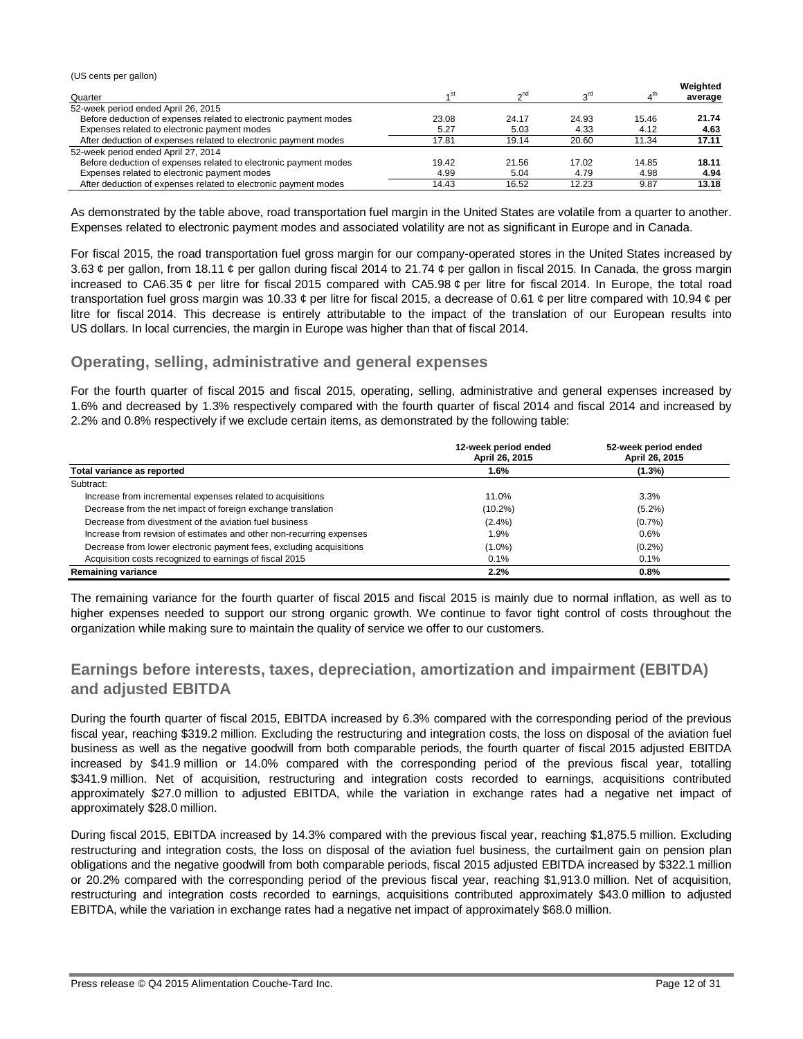(US cents per gallon)

| Quarter | 1st | 2nd | 3rd | 4th | Weighted average |
|---|---|---|---|---|---|
| 52-week period ended April 26, 2015 | | | | | |
| Before deduction of expenses related to electronic payment modes | 23.08 | 24.17 | 24.93 | 15.46 | **21.74** |
| Expenses related to electronic payment modes | 5.27 | 5.03 | 4.33 | 4.12 | **4.63** |
| After deduction of expenses related to electronic payment modes | 17.81 | 19.14 | 20.60 | 11.34 | **17.11** |
| 52-week period ended April 27, 2014 | | | | | |
| Before deduction of expenses related to electronic payment modes | 19.42 | 21.56 | 17.02 | 14.85 | **18.11** |
| Expenses related to electronic payment modes | 4.99 | 5.04 | 4.79 | 4.98 | **4.94** |
| After deduction of expenses related to electronic payment modes | 14.43 | 16.52 | 12.23 | 9.87 | **13.18** |

As demonstrated by the table above, road transportation fuel margin in the United States are volatile from a quarter to another. Expenses related to electronic payment modes and associated volatility are not as significant in Europe and in Canada.

For fiscal 2015, the road transportation fuel gross margin for our company-operated stores in the United States increased by 3.63 ¢ per gallon, from 18.11 ¢ per gallon during fiscal 2014 to 21.74 ¢ per gallon in fiscal 2015. In Canada, the gross margin increased to CA6.35 ¢ per litre for fiscal 2015 compared with CA5.98 ¢ per litre for fiscal 2014. In Europe, the total road transportation fuel gross margin was 10.33 ¢ per litre for fiscal 2015, a decrease of 0.61 ¢ per litre compared with 10.94 ¢ per litre for fiscal 2014. This decrease is entirely attributable to the impact of the translation of our European results into US dollars. In local currencies, the margin in Europe was higher than that of fiscal 2014.

## Operating, selling, administrative and general expenses

For the fourth quarter of fiscal 2015 and fiscal 2015, operating, selling, administrative and general expenses increased by 1.6% and decreased by 1.3% respectively compared with the fourth quarter of fiscal 2014 and fiscal 2014 and increased by 2.2% and 0.8% respectively if we exclude certain items, as demonstrated by the following table:

| | 12-week period ended April 26, 2015 | 52-week period ended April 26, 2015 |
|---|---|---|
| **Total variance as reported** | **1.6%** | **(1.3%)** |
| Subtract: | | |
| Increase from incremental expenses related to acquisitions | 11.0% | 3.3% |
| Decrease from the net impact of foreign exchange translation | (10.2%) | (5.2%) |
| Decrease from divestment of the aviation fuel business | (2.4%) | (0.7%) |
| Increase from revision of estimates and other non-recurring expenses | 1.9% | 0.6% |
| Decrease from lower electronic payment fees, excluding acquisitions | (1.0%) | (0.2%) |
| Acquisition costs recognized to earnings of fiscal 2015 | 0.1% | 0.1% |
| **Remaining variance** | **2.2%** | **0.8%** |

The remaining variance for the fourth quarter of fiscal 2015 and fiscal 2015 is mainly due to normal inflation, as well as to higher expenses needed to support our strong organic growth. We continue to favor tight control of costs throughout the organization while making sure to maintain the quality of service we offer to our customers.

## Earnings before interests, taxes, depreciation, amortization and impairment (EBITDA) and adjusted EBITDA

During the fourth quarter of fiscal 2015, EBITDA increased by 6.3% compared with the corresponding period of the previous fiscal year, reaching $319.2 million. Excluding the restructuring and integration costs, the loss on disposal of the aviation fuel business as well as the negative goodwill from both comparable periods, the fourth quarter of fiscal 2015 adjusted EBITDA increased by $41.9 million or 14.0% compared with the corresponding period of the previous fiscal year, totalling $341.9 million. Net of acquisition, restructuring and integration costs recorded to earnings, acquisitions contributed approximately $27.0 million to adjusted EBITDA, while the variation in exchange rates had a negative net impact of approximately $28.0 million.

During fiscal 2015, EBITDA increased by 14.3% compared with the previous fiscal year, reaching $1,875.5 million. Excluding restructuring and integration costs, the loss on disposal of the aviation fuel business, the curtailment gain on pension plan obligations and the negative goodwill from both comparable periods, fiscal 2015 adjusted EBITDA increased by $322.1 million or 20.2% compared with the corresponding period of the previous fiscal year, reaching $1,913.0 million. Net of acquisition, restructuring and integration costs recorded to earnings, acquisitions contributed approximately $43.0 million to adjusted EBITDA, while the variation in exchange rates had a negative net impact of approximately $68.0 million.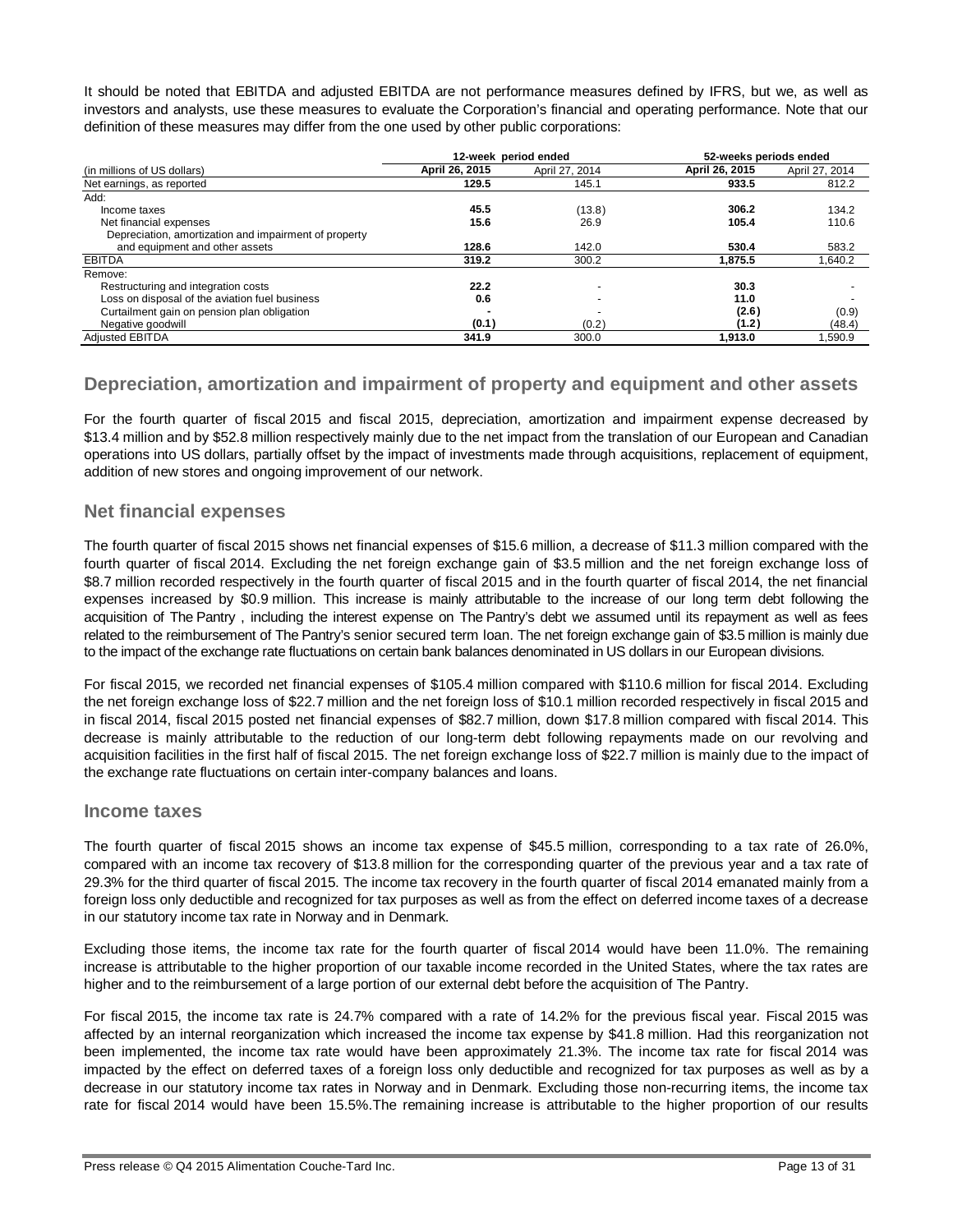It should be noted that EBITDA and adjusted EBITDA are not performance measures defined by IFRS, but we, as well as investors and analysts, use these measures to evaluate the Corporation's financial and operating performance. Note that our definition of these measures may differ from the one used by other public corporations:

| | 12-week period ended | | 52-weeks periods ended | |
|---|---|---|---|---|
| (in millions of US dollars) | **April 26, 2015** | April 27, 2014 | **April 26, 2015** | April 27, 2014 |
| Net earnings, as reported | **129.5** | 145.1 | **933.5** | 812.2 |
| Add: | | | | |
| Income taxes | **45.5** | (13.8) | **306.2** | 134.2 |
| Net financial expenses | **15.6** | 26.9 | **105.4** | 110.6 |
| Depreciation, amortization and impairment of property and equipment and other assets | **128.6** | 142.0 | **530.4** | 583.2 |
| EBITDA | **319.2** | 300.2 | **1,875.5** | 1,640.2 |
| Remove: | | | | |
| Restructuring and integration costs | **22.2** | - | **30.3** | - |
| Loss on disposal of the aviation fuel business | **0.6** | - | **11.0** | - |
| Curtailment gain on pension plan obligation | **-** | - | **(2.6)** | (0.9) |
| Negative goodwill | **(0.1)** | (0.2) | **(1.2)** | (48.4) |
| Adjusted EBITDA | **341.9** | 300.0 | **1,913.0** | 1,590.9 |

## Depreciation, amortization and impairment of property and equipment and other assets

For the fourth quarter of fiscal 2015 and fiscal 2015, depreciation, amortization and impairment expense decreased by $13.4 million and by $52.8 million respectively mainly due to the net impact from the translation of our European and Canadian operations into US dollars, partially offset by the impact of investments made through acquisitions, replacement of equipment, addition of new stores and ongoing improvement of our network.

## Net financial expenses

The fourth quarter of fiscal 2015 shows net financial expenses of $15.6 million, a decrease of $11.3 million compared with the fourth quarter of fiscal 2014. Excluding the net foreign exchange gain of $3.5 million and the net foreign exchange loss of $8.7 million recorded respectively in the fourth quarter of fiscal 2015 and in the fourth quarter of fiscal 2014, the net financial expenses increased by $0.9 million. This increase is mainly attributable to the increase of our long term debt following the acquisition of The Pantry , including the interest expense on The Pantry's debt we assumed until its repayment as well as fees related to the reimbursement of The Pantry's senior secured term loan. The net foreign exchange gain of $3.5 million is mainly due to the impact of the exchange rate fluctuations on certain bank balances denominated in US dollars in our European divisions.

For fiscal 2015, we recorded net financial expenses of $105.4 million compared with $110.6 million for fiscal 2014. Excluding the net foreign exchange loss of $22.7 million and the net foreign loss of $10.1 million recorded respectively in fiscal 2015 and in fiscal 2014, fiscal 2015 posted net financial expenses of $82.7 million, down $17.8 million compared with fiscal 2014. This decrease is mainly attributable to the reduction of our long-term debt following repayments made on our revolving and acquisition facilities in the first half of fiscal 2015. The net foreign exchange loss of $22.7 million is mainly due to the impact of the exchange rate fluctuations on certain inter-company balances and loans.

## Income taxes

The fourth quarter of fiscal 2015 shows an income tax expense of $45.5 million, corresponding to a tax rate of 26.0%, compared with an income tax recovery of $13.8 million for the corresponding quarter of the previous year and a tax rate of 29.3% for the third quarter of fiscal 2015. The income tax recovery in the fourth quarter of fiscal 2014 emanated mainly from a foreign loss only deductible and recognized for tax purposes as well as from the effect on deferred income taxes of a decrease in our statutory income tax rate in Norway and in Denmark.

Excluding those items, the income tax rate for the fourth quarter of fiscal 2014 would have been 11.0%. The remaining increase is attributable to the higher proportion of our taxable income recorded in the United States, where the tax rates are higher and to the reimbursement of a large portion of our external debt before the acquisition of The Pantry.

For fiscal 2015, the income tax rate is 24.7% compared with a rate of 14.2% for the previous fiscal year. Fiscal 2015 was affected by an internal reorganization which increased the income tax expense by $41.8 million. Had this reorganization not been implemented, the income tax rate would have been approximately 21.3%. The income tax rate for fiscal 2014 was impacted by the effect on deferred taxes of a foreign loss only deductible and recognized for tax purposes as well as by a decrease in our statutory income tax rates in Norway and in Denmark. Excluding those non-recurring items, the income tax rate for fiscal 2014 would have been 15.5%.The remaining increase is attributable to the higher proportion of our results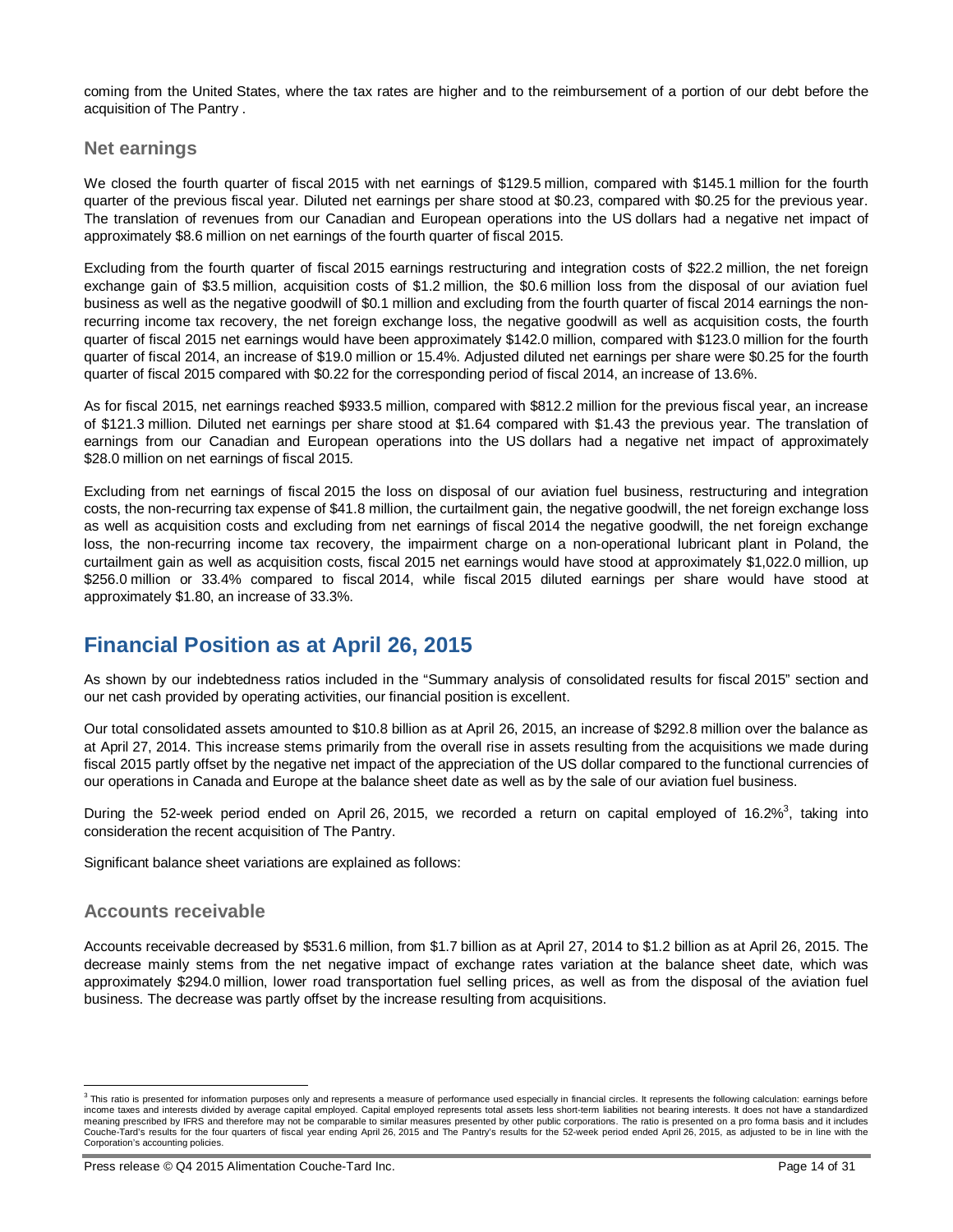coming from the United States, where the tax rates are higher and to the reimbursement of a portion of our debt before the acquisition of The Pantry .

### Net earnings

We closed the fourth quarter of fiscal 2015 with net earnings of $129.5 million, compared with $145.1 million for the fourth quarter of the previous fiscal year. Diluted net earnings per share stood at $0.23, compared with $0.25 for the previous year. The translation of revenues from our Canadian and European operations into the US dollars had a negative net impact of approximately $8.6 million on net earnings of the fourth quarter of fiscal 2015.

Excluding from the fourth quarter of fiscal 2015 earnings restructuring and integration costs of $22.2 million, the net foreign exchange gain of $3.5 million, acquisition costs of $1.2 million, the $0.6 million loss from the disposal of our aviation fuel business as well as the negative goodwill of $0.1 million and excluding from the fourth quarter of fiscal 2014 earnings the non-recurring income tax recovery, the net foreign exchange loss, the negative goodwill as well as acquisition costs, the fourth quarter of fiscal 2015 net earnings would have been approximately $142.0 million, compared with $123.0 million for the fourth quarter of fiscal 2014, an increase of $19.0 million or 15.4%. Adjusted diluted net earnings per share were $0.25 for the fourth quarter of fiscal 2015 compared with $0.22 for the corresponding period of fiscal 2014, an increase of 13.6%.

As for fiscal 2015, net earnings reached $933.5 million, compared with $812.2 million for the previous fiscal year, an increase of $121.3 million. Diluted net earnings per share stood at $1.64 compared with $1.43 the previous year. The translation of earnings from our Canadian and European operations into the US dollars had a negative net impact of approximately $28.0 million on net earnings of fiscal 2015.

Excluding from net earnings of fiscal 2015 the loss on disposal of our aviation fuel business, restructuring and integration costs, the non-recurring tax expense of $41.8 million, the curtailment gain, the negative goodwill, the net foreign exchange loss as well as acquisition costs and excluding from net earnings of fiscal 2014 the negative goodwill, the net foreign exchange loss, the non-recurring income tax recovery, the impairment charge on a non-operational lubricant plant in Poland, the curtailment gain as well as acquisition costs, fiscal 2015 net earnings would have stood at approximately $1,022.0 million, up $256.0 million or 33.4% compared to fiscal 2014, while fiscal 2015 diluted earnings per share would have stood at approximately $1.80, an increase of 33.3%.

## Financial Position as at April 26, 2015

As shown by our indebtedness ratios included in the "Summary analysis of consolidated results for fiscal 2015" section and our net cash provided by operating activities, our financial position is excellent.

Our total consolidated assets amounted to $10.8 billion as at April 26, 2015, an increase of $292.8 million over the balance as at April 27, 2014. This increase stems primarily from the overall rise in assets resulting from the acquisitions we made during fiscal 2015 partly offset by the negative net impact of the appreciation of the US dollar compared to the functional currencies of our operations in Canada and Europe at the balance sheet date as well as by the sale of our aviation fuel business.

During the 52-week period ended on April 26, 2015, we recorded a return on capital employed of 16.2%[3], taking into consideration the recent acquisition of The Pantry.

Significant balance sheet variations are explained as follows:

### Accounts receivable

Accounts receivable decreased by $531.6 million, from $1.7 billion as at April 27, 2014 to $1.2 billion as at April 26, 2015. The decrease mainly stems from the net negative impact of exchange rates variation at the balance sheet date, which was approximately $294.0 million, lower road transportation fuel selling prices, as well as from the disposal of the aviation fuel business. The decrease was partly offset by the increase resulting from acquisitions.

---

[3] This ratio is presented for information purposes only and represents a measure of performance used especially in financial circles. It represents the following calculation: earnings before income taxes and interests divided by average capital employed. Capital employed represents total assets less short-term liabilities not bearing interests. It does not have a standardized meaning prescribed by IFRS and therefore may not be comparable to similar measures presented by other public corporations. The ratio is presented on a pro forma basis and it includes Couche-Tard's results for the four quarters of fiscal year ending April 26, 2015 and The Pantry's results for the 52-week period ended April 26, 2015, as adjusted to be in line with the Corporation's accounting policies.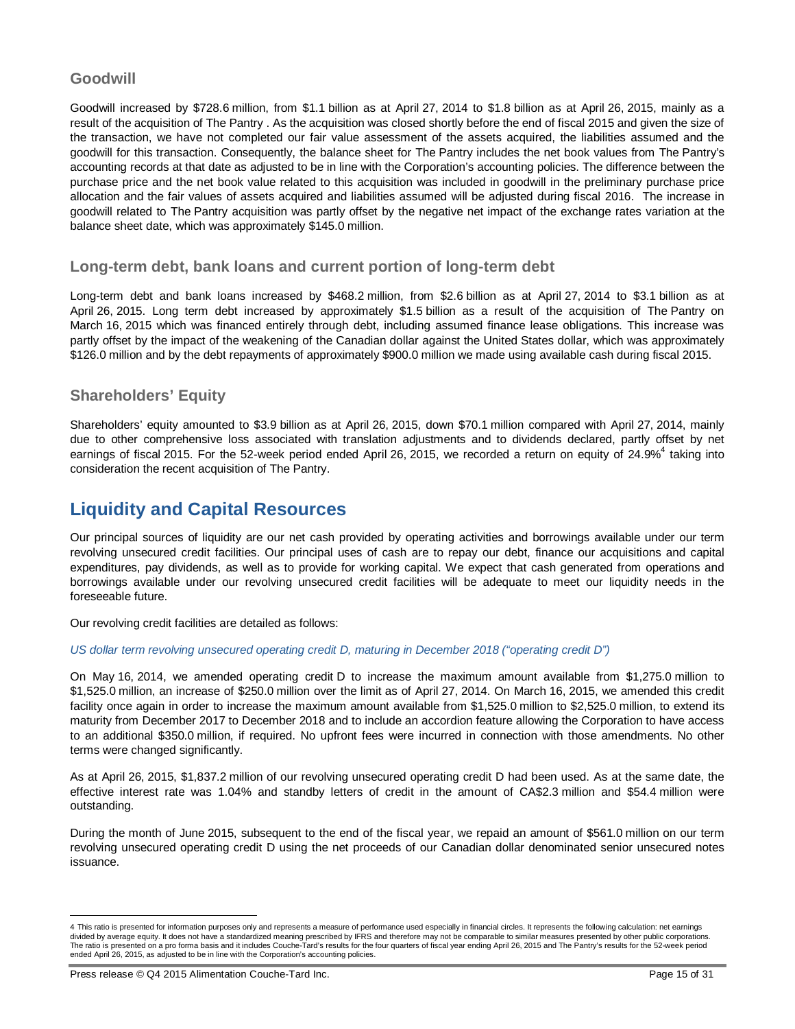### Goodwill

Goodwill increased by $728.6 million, from $1.1 billion as at April 27, 2014 to $1.8 billion as at April 26, 2015, mainly as a result of the acquisition of The Pantry . As the acquisition was closed shortly before the end of fiscal 2015 and given the size of the transaction, we have not completed our fair value assessment of the assets acquired, the liabilities assumed and the goodwill for this transaction. Consequently, the balance sheet for The Pantry includes the net book values from The Pantry's accounting records at that date as adjusted to be in line with the Corporation's accounting policies. The difference between the purchase price and the net book value related to this acquisition was included in goodwill in the preliminary purchase price allocation and the fair values of assets acquired and liabilities assumed will be adjusted during fiscal 2016. The increase in goodwill related to The Pantry acquisition was partly offset by the negative net impact of the exchange rates variation at the balance sheet date, which was approximately $145.0 million.

### Long-term debt, bank loans and current portion of long-term debt

Long-term debt and bank loans increased by $468.2 million, from $2.6 billion as at April 27, 2014 to $3.1 billion as at April 26, 2015. Long term debt increased by approximately $1.5 billion as a result of the acquisition of The Pantry on March 16, 2015 which was financed entirely through debt, including assumed finance lease obligations. This increase was partly offset by the impact of the weakening of the Canadian dollar against the United States dollar, which was approximately $126.0 million and by the debt repayments of approximately $900.0 million we made using available cash during fiscal 2015.

### Shareholders' Equity

Shareholders' equity amounted to $3.9 billion as at April 26, 2015, down $70.1 million compared with April 27, 2014, mainly due to other comprehensive loss associated with translation adjustments and to dividends declared, partly offset by net earnings of fiscal 2015. For the 52-week period ended April 26, 2015, we recorded a return on equity of 24.9%[4] taking into consideration the recent acquisition of The Pantry.

## Liquidity and Capital Resources

Our principal sources of liquidity are our net cash provided by operating activities and borrowings available under our term revolving unsecured credit facilities. Our principal uses of cash are to repay our debt, finance our acquisitions and capital expenditures, pay dividends, as well as to provide for working capital. We expect that cash generated from operations and borrowings available under our revolving unsecured credit facilities will be adequate to meet our liquidity needs in the foreseeable future.

Our revolving credit facilities are detailed as follows:

*US dollar term revolving unsecured operating credit D, maturing in December 2018 ("operating credit D")*

On May 16, 2014, we amended operating credit D to increase the maximum amount available from $1,275.0 million to $1,525.0 million, an increase of $250.0 million over the limit as of April 27, 2014. On March 16, 2015, we amended this credit facility once again in order to increase the maximum amount available from $1,525.0 million to $2,525.0 million, to extend its maturity from December 2017 to December 2018 and to include an accordion feature allowing the Corporation to have access to an additional $350.0 million, if required. No upfront fees were incurred in connection with those amendments. No other terms were changed significantly.

As at April 26, 2015, $1,837.2 million of our revolving unsecured operating credit D had been used. As at the same date, the effective interest rate was 1.04% and standby letters of credit in the amount of CA$2.3 million and $54.4 million were outstanding.

During the month of June 2015, subsequent to the end of the fiscal year, we repaid an amount of $561.0 million on our term revolving unsecured operating credit D using the net proceeds of our Canadian dollar denominated senior unsecured notes issuance.

---

4 This ratio is presented for information purposes only and represents a measure of performance used especially in financial circles. It represents the following calculation: net earnings divided by average equity. It does not have a standardized meaning prescribed by IFRS and therefore may not be comparable to similar measures presented by other public corporations. The ratio is presented on a pro forma basis and it includes Couche-Tard's results for the four quarters of fiscal year ending April 26, 2015 and The Pantry's results for the 52-week period ended April 26, 2015, as adjusted to be in line with the Corporation's accounting policies.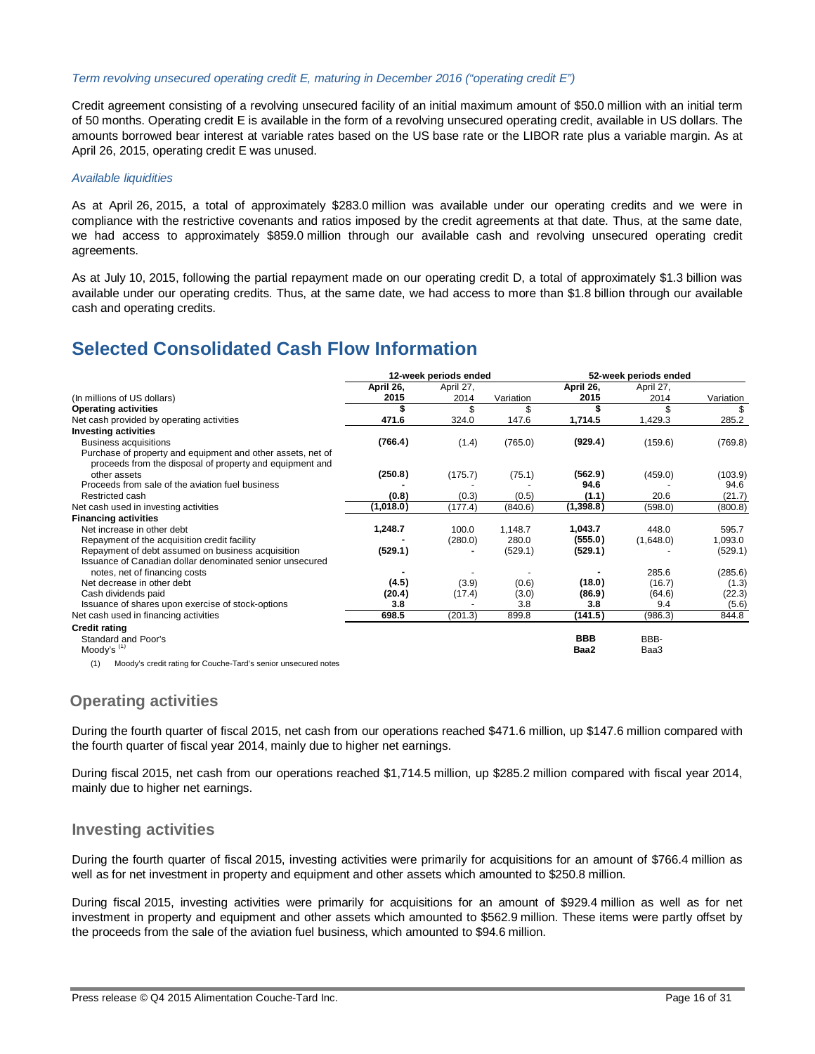*Term revolving unsecured operating credit E, maturing in December 2016 ("operating credit E")*

Credit agreement consisting of a revolving unsecured facility of an initial maximum amount of $50.0 million with an initial term of 50 months. Operating credit E is available in the form of a revolving unsecured operating credit, available in US dollars. The amounts borrowed bear interest at variable rates based on the US base rate or the LIBOR rate plus a variable margin. As at April 26, 2015, operating credit E was unused.

*Available liquidities*

As at April 26, 2015, a total of approximately $283.0 million was available under our operating credits and we were in compliance with the restrictive covenants and ratios imposed by the credit agreements at that date. Thus, at the same date, we had access to approximately $859.0 million through our available cash and revolving unsecured operating credit agreements.

As at July 10, 2015, following the partial repayment made on our operating credit D, a total of approximately $1.3 billion was available under our operating credits. Thus, at the same date, we had access to more than $1.8 billion through our available cash and operating credits.

# Selected Consolidated Cash Flow Information

| | 12-week periods ended | | | 52-week periods ended | | |
|---|---|---|---|---|---|---|
| (In millions of US dollars) | **April 26, 2015** | April 27, 2014 | Variation | **April 26, 2015** | April 27, 2014 | Variation |
| **Operating activities** | **$** | $ | $ | **$** | $ | $ |
| Net cash provided by operating activities | **471.6** | 324.0 | 147.6 | **1,714.5** | 1,429.3 | 285.2 |
| **Investing activities** | | | | | | |
| Business acquisitions | **(766.4)** | (1.4) | (765.0) | **(929.4)** | (159.6) | (769.8) |
| Purchase of property and equipment and other assets, net of proceeds from the disposal of property and equipment and other assets | **(250.8)** | (175.7) | (75.1) | **(562.9)** | (459.0) | (103.9) |
| Proceeds from sale of the aviation fuel business | **-** | - | - | **94.6** | - | 94.6 |
| Restricted cash | **(0.8)** | (0.3) | (0.5) | **(1.1)** | 20.6 | (21.7) |
| Net cash used in investing activities | **(1,018.0)** | (177.4) | (840.6) | **(1,398.8)** | (598.0) | (800.8) |
| **Financing activities** | | | | | | |
| Net increase in other debt | **1,248.7** | 100.0 | 1,148.7 | **1,043.7** | 448.0 | 595.7 |
| Repayment of the acquisition credit facility | **-** | (280.0) | 280.0 | **(555.0)** | (1,648.0) | 1,093.0 |
| Repayment of debt assumed on business acquisition | **(529.1)** | **-** | (529.1) | **(529.1)** | - | (529.1) |
| Issuance of Canadian dollar denominated senior unsecured notes, net of financing costs | **-** | - | - | **-** | 285.6 | (285.6) |
| Net decrease in other debt | **(4.5)** | (3.9) | (0.6) | **(18.0)** | (16.7) | (1.3) |
| Cash dividends paid | **(20.4)** | (17.4) | (3.0) | **(86.9)** | (64.6) | (22.3) |
| Issuance of shares upon exercise of stock-options | **3.8** | - | 3.8 | **3.8** | 9.4 | (5.6) |
| Net cash used in financing activities | **698.5** | (201.3) | 899.8 | **(141.5)** | (986.3) | 844.8 |
| **Credit rating** | | | | | | |
| Standard and Poor's | | | | **BBB** | BBB- | |
| Moody's [(1)] | | | | **Baa2** | Baa3 | |

(1) Moody's credit rating for Couche-Tard's senior unsecured notes

## Operating activities

During the fourth quarter of fiscal 2015, net cash from our operations reached $471.6 million, up $147.6 million compared with the fourth quarter of fiscal year 2014, mainly due to higher net earnings.

During fiscal 2015, net cash from our operations reached $1,714.5 million, up $285.2 million compared with fiscal year 2014, mainly due to higher net earnings.

## Investing activities

During the fourth quarter of fiscal 2015, investing activities were primarily for acquisitions for an amount of $766.4 million as well as for net investment in property and equipment and other assets which amounted to $250.8 million.

During fiscal 2015, investing activities were primarily for acquisitions for an amount of $929.4 million as well as for net investment in property and equipment and other assets which amounted to $562.9 million. These items were partly offset by the proceeds from the sale of the aviation fuel business, which amounted to $94.6 million.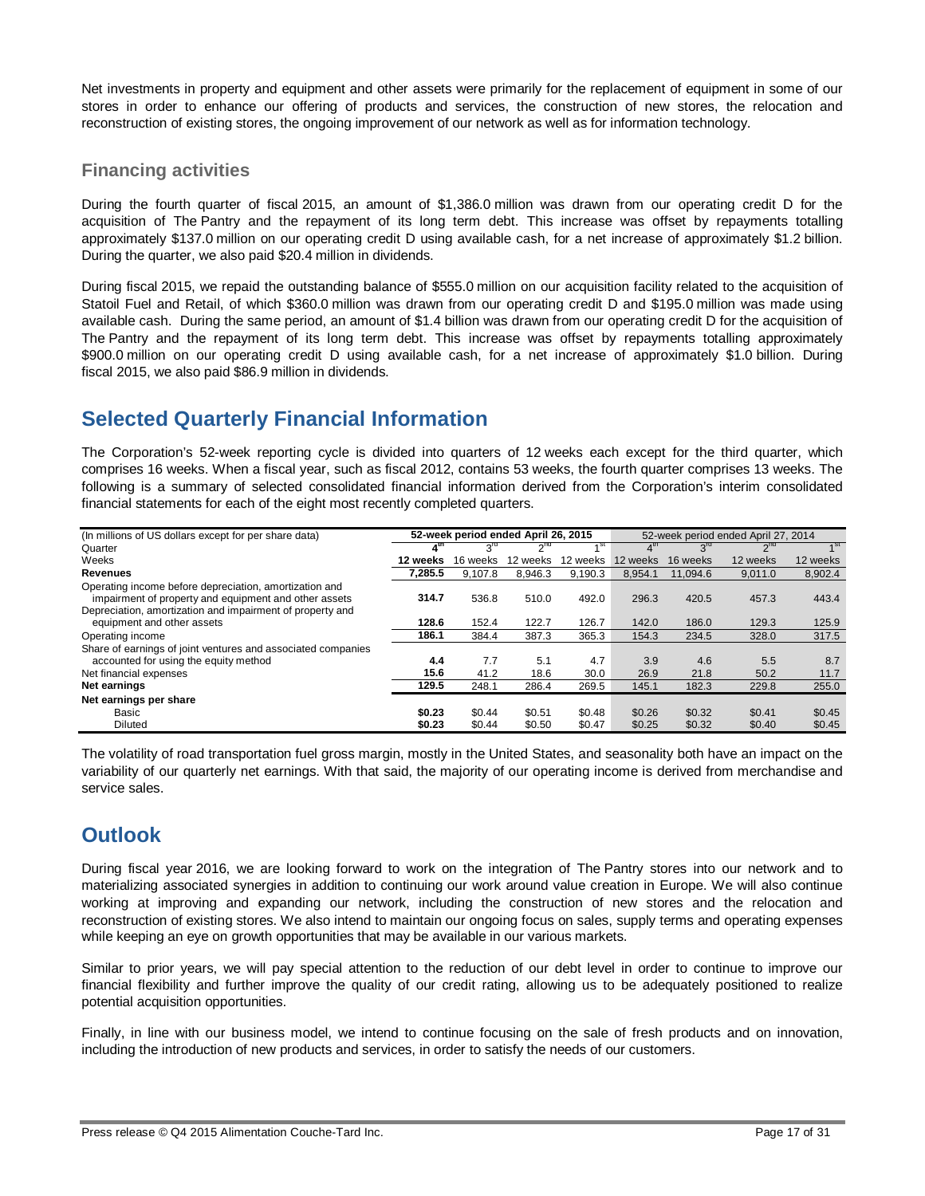Net investments in property and equipment and other assets were primarily for the replacement of equipment in some of our stores in order to enhance our offering of products and services, the construction of new stores, the relocation and reconstruction of existing stores, the ongoing improvement of our network as well as for information technology.

### Financing activities

During the fourth quarter of fiscal 2015, an amount of $1,386.0 million was drawn from our operating credit D for the acquisition of The Pantry and the repayment of its long term debt. This increase was offset by repayments totalling approximately $137.0 million on our operating credit D using available cash, for a net increase of approximately $1.2 billion. During the quarter, we also paid $20.4 million in dividends.

During fiscal 2015, we repaid the outstanding balance of $555.0 million on our acquisition facility related to the acquisition of Statoil Fuel and Retail, of which $360.0 million was drawn from our operating credit D and $195.0 million was made using available cash. During the same period, an amount of $1.4 billion was drawn from our operating credit D for the acquisition of The Pantry and the repayment of its long term debt. This increase was offset by repayments totalling approximately $900.0 million on our operating credit D using available cash, for a net increase of approximately $1.0 billion. During fiscal 2015, we also paid $86.9 million in dividends.

## Selected Quarterly Financial Information

The Corporation's 52-week reporting cycle is divided into quarters of 12 weeks each except for the third quarter, which comprises 16 weeks. When a fiscal year, such as fiscal 2012, contains 53 weeks, the fourth quarter comprises 13 weeks. The following is a summary of selected consolidated financial information derived from the Corporation's interim consolidated financial statements for each of the eight most recently completed quarters.

| (In millions of US dollars except for per share data) | 52-week period ended April 26, 2015 | | | | 52-week period ended April 27, 2014 | | | |
|---|---|---|---|---|---|---|---|---|
| Quarter | **4th** | 3rd | 2nd | 1st | 4th | 3rd | 2nd | 1st |
| Weeks | **12 weeks** | 16 weeks | 12 weeks | 12 weeks | 12 weeks | 16 weeks | 12 weeks | 12 weeks |
| **Revenues** | **7,285.5** | 9,107.8 | 8,946.3 | 9,190.3 | 8,954.1 | 11,094.6 | 9,011.0 | 8,902.4 |
| Operating income before depreciation, amortization and impairment of property and equipment and other assets | **314.7** | 536.8 | 510.0 | 492.0 | 296.3 | 420.5 | 457.3 | 443.4 |
| Depreciation, amortization and impairment of property and equipment and other assets | **128.6** | 152.4 | 122.7 | 126.7 | 142.0 | 186.0 | 129.3 | 125.9 |
| Operating income | **186.1** | 384.4 | 387.3 | 365.3 | 154.3 | 234.5 | 328.0 | 317.5 |
| Share of earnings of joint ventures and associated companies accounted for using the equity method | **4.4** | 7.7 | 5.1 | 4.7 | 3.9 | 4.6 | 5.5 | 8.7 |
| Net financial expenses | **15.6** | 41.2 | 18.6 | 30.0 | 26.9 | 21.8 | 50.2 | 11.7 |
| **Net earnings** | **129.5** | 248.1 | 286.4 | 269.5 | 145.1 | 182.3 | 229.8 | 255.0 |
| **Net earnings per share** | | | | | | | | |
| Basic | **$0.23** | $0.44 | $0.51 | $0.48 | $0.26 | $0.32 | $0.41 | $0.45 |
| Diluted | **$0.23** | $0.44 | $0.50 | $0.47 | $0.25 | $0.32 | $0.40 | $0.45 |

The volatility of road transportation fuel gross margin, mostly in the United States, and seasonality both have an impact on the variability of our quarterly net earnings. With that said, the majority of our operating income is derived from merchandise and service sales.

## Outlook

During fiscal year 2016, we are looking forward to work on the integration of The Pantry stores into our network and to materializing associated synergies in addition to continuing our work around value creation in Europe. We will also continue working at improving and expanding our network, including the construction of new stores and the relocation and reconstruction of existing stores. We also intend to maintain our ongoing focus on sales, supply terms and operating expenses while keeping an eye on growth opportunities that may be available in our various markets.

Similar to prior years, we will pay special attention to the reduction of our debt level in order to continue to improve our financial flexibility and further improve the quality of our credit rating, allowing us to be adequately positioned to realize potential acquisition opportunities.

Finally, in line with our business model, we intend to continue focusing on the sale of fresh products and on innovation, including the introduction of new products and services, in order to satisfy the needs of our customers.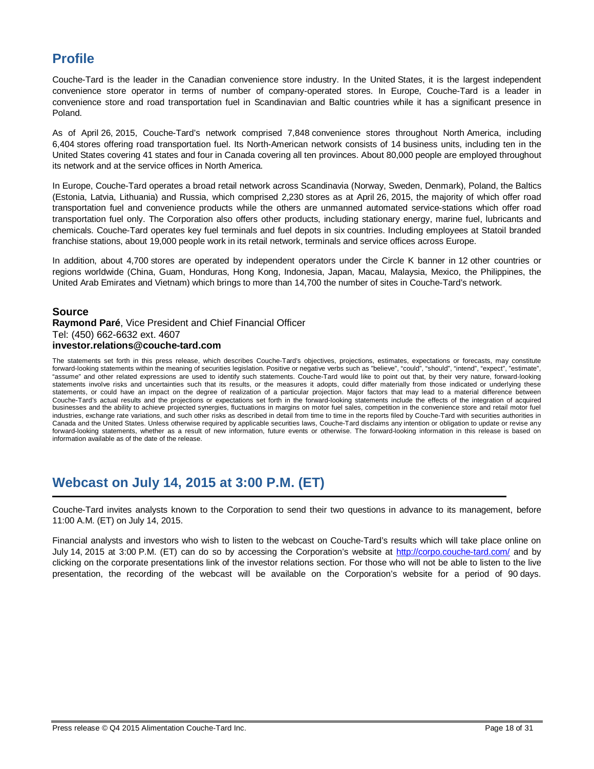## Profile

Couche-Tard is the leader in the Canadian convenience store industry. In the United States, it is the largest independent convenience store operator in terms of number of company-operated stores. In Europe, Couche-Tard is a leader in convenience store and road transportation fuel in Scandinavian and Baltic countries while it has a significant presence in Poland.

As of April 26, 2015, Couche-Tard's network comprised 7,848 convenience stores throughout North America, including 6,404 stores offering road transportation fuel. Its North-American network consists of 14 business units, including ten in the United States covering 41 states and four in Canada covering all ten provinces. About 80,000 people are employed throughout its network and at the service offices in North America.

In Europe, Couche-Tard operates a broad retail network across Scandinavia (Norway, Sweden, Denmark), Poland, the Baltics (Estonia, Latvia, Lithuania) and Russia, which comprised 2,230 stores as at April 26, 2015, the majority of which offer road transportation fuel and convenience products while the others are unmanned automated service-stations which offer road transportation fuel only. The Corporation also offers other products, including stationary energy, marine fuel, lubricants and chemicals. Couche-Tard operates key fuel terminals and fuel depots in six countries. Including employees at Statoil branded franchise stations, about 19,000 people work in its retail network, terminals and service offices across Europe.

In addition, about 4,700 stores are operated by independent operators under the Circle K banner in 12 other countries or regions worldwide (China, Guam, Honduras, Hong Kong, Indonesia, Japan, Macau, Malaysia, Mexico, the Philippines, the United Arab Emirates and Vietnam) which brings to more than 14,700 the number of sites in Couche-Tard's network.

**Source**
**Raymond Paré**, Vice President and Chief Financial Officer
Tel: (450) 662-6632 ext. 4607
**investor.relations@couche-tard.com**

The statements set forth in this press release, which describes Couche-Tard's objectives, projections, estimates, expectations or forecasts, may constitute forward-looking statements within the meaning of securities legislation. Positive or negative verbs such as "believe", "could", "should", "intend", "expect", "estimate", "assume" and other related expressions are used to identify such statements. Couche-Tard would like to point out that, by their very nature, forward-looking statements involve risks and uncertainties such that its results, or the measures it adopts, could differ materially from those indicated or underlying these statements, or could have an impact on the degree of realization of a particular projection. Major factors that may lead to a material difference between Couche-Tard's actual results and the projections or expectations set forth in the forward-looking statements include the effects of the integration of acquired businesses and the ability to achieve projected synergies, fluctuations in margins on motor fuel sales, competition in the convenience store and retail motor fuel industries, exchange rate variations, and such other risks as described in detail from time to time in the reports filed by Couche-Tard with securities authorities in Canada and the United States. Unless otherwise required by applicable securities laws, Couche-Tard disclaims any intention or obligation to update or revise any forward-looking statements, whether as a result of new information, future events or otherwise. The forward-looking information in this release is based on information available as of the date of the release.

## Webcast on July 14, 2015 at 3:00 P.M. (ET)

Couche-Tard invites analysts known to the Corporation to send their two questions in advance to its management, before 11:00 A.M. (ET) on July 14, 2015.

Financial analysts and investors who wish to listen to the webcast on Couche-Tard's results which will take place online on July 14, 2015 at 3:00 P.M. (ET) can do so by accessing the Corporation's website at http://corpo.couche-tard.com/ and by clicking on the corporate presentations link of the investor relations section. For those who will not be able to listen to the live presentation, the recording of the webcast will be available on the Corporation's website for a period of 90 days.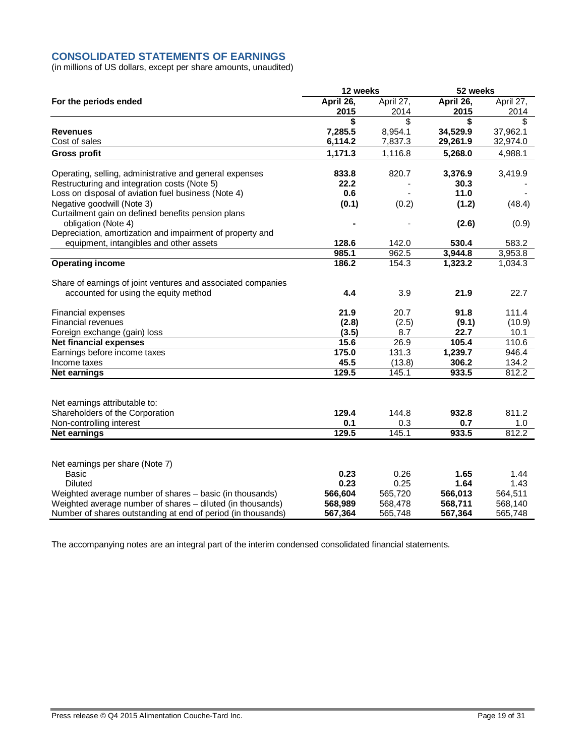## CONSOLIDATED STATEMENTS OF EARNINGS

(in millions of US dollars, except per share amounts, unaudited)

| | 12 weeks | | 52 weeks | |
|---|---|---|---|---|
| **For the periods ended** | **April 26, 2015** | April 27, 2014 | **April 26, 2015** | April 27, 2014 |
| | **$** | $ | **$** | $ |
| **Revenues** | **7,285.5** | 8,954.1 | **34,529.9** | 37,962.1 |
| Cost of sales | **6,114.2** | 7,837.3 | **29,261.9** | 32,974.0 |
| **Gross profit** | **1,171.3** | 1,116.8 | **5,268.0** | 4,988.1 |
| Operating, selling, administrative and general expenses | **833.8** | 820.7 | **3,376.9** | 3,419.9 |
| Restructuring and integration costs (Note 5) | **22.2** | - | **30.3** | - |
| Loss on disposal of aviation fuel business (Note 4) | **0.6** | - | **11.0** | - |
| Negative goodwill (Note 3) | **(0.1)** | (0.2) | **(1.2)** | (48.4) |
| Curtailment gain on defined benefits pension plans obligation (Note 4) | **-** | - | **(2.6)** | (0.9) |
| Depreciation, amortization and impairment of property and equipment, intangibles and other assets | **128.6** | 142.0 | **530.4** | 583.2 |
| | **985.1** | 962.5 | **3,944.8** | 3,953.8 |
| **Operating income** | **186.2** | 154.3 | **1,323.2** | 1,034.3 |
| Share of earnings of joint ventures and associated companies accounted for using the equity method | **4.4** | 3.9 | **21.9** | 22.7 |
| Financial expenses | **21.9** | 20.7 | **91.8** | 111.4 |
| Financial revenues | **(2.8)** | (2.5) | **(9.1)** | (10.9) |
| Foreign exchange (gain) loss | **(3.5)** | 8.7 | **22.7** | 10.1 |
| **Net financial expenses** | **15.6** | 26.9 | **105.4** | 110.6 |
| Earnings before income taxes | **175.0** | 131.3 | **1,239.7** | 946.4 |
| Income taxes | **45.5** | (13.8) | **306.2** | 134.2 |
| **Net earnings** | **129.5** | 145.1 | **933.5** | 812.2 |
| Net earnings attributable to: | | | | |
| Shareholders of the Corporation | **129.4** | 144.8 | **932.8** | 811.2 |
| Non-controlling interest | **0.1** | 0.3 | **0.7** | 1.0 |
| **Net earnings** | **129.5** | 145.1 | **933.5** | 812.2 |
| Net earnings per share (Note 7) | | | | |
| Basic | **0.23** | 0.26 | **1.65** | 1.44 |
| Diluted | **0.23** | 0.25 | **1.64** | 1.43 |
| Weighted average number of shares – basic (in thousands) | **566,604** | 565,720 | **566,013** | 564,511 |
| Weighted average number of shares – diluted (in thousands) | **568,989** | 568,478 | **568,711** | 568,140 |
| Number of shares outstanding at end of period (in thousands) | **567,364** | 565,748 | **567,364** | 565,748 |

The accompanying notes are an integral part of the interim condensed consolidated financial statements.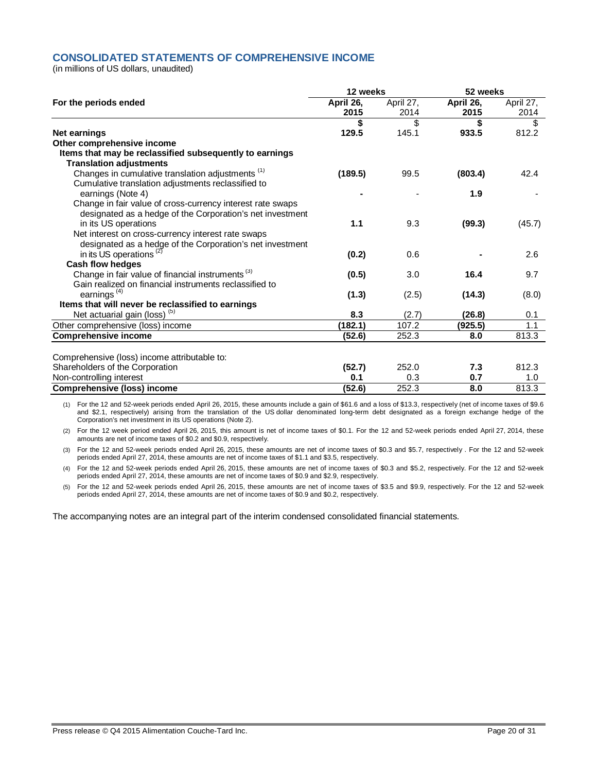## CONSOLIDATED STATEMENTS OF COMPREHENSIVE INCOME

(in millions of US dollars, unaudited)

| | 12 weeks | | 52 weeks | |
|---|---|---|---|---|
| **For the periods ended** | **April 26, 2015** | April 27, 2014 | **April 26, 2015** | April 27, 2014 |
| | **$** | $ | **$** | $ |
| **Net earnings** | **129.5** | 145.1 | **933.5** | 812.2 |
| **Other comprehensive income** | | | | |
| **Items that may be reclassified subsequently to earnings** | | | | |
| **Translation adjustments** | | | | |
| Changes in cumulative translation adjustments [(1)] | **(189.5)** | 99.5 | **(803.4)** | 42.4 |
| Cumulative translation adjustments reclassified to earnings (Note 4) | **-** | - | **1.9** | - |
| Change in fair value of cross-currency interest rate swaps designated as a hedge of the Corporation's net investment in its US operations | **1.1** | 9.3 | **(99.3)** | (45.7) |
| Net interest on cross-currency interest rate swaps designated as a hedge of the Corporation's net investment in its US operations [(2)] | **(0.2)** | 0.6 | **-** | 2.6 |
| **Cash flow hedges** | | | | |
| Change in fair value of financial instruments [(3)] | **(0.5)** | 3.0 | **16.4** | 9.7 |
| Gain realized on financial instruments reclassified to earnings [(4)] | **(1.3)** | (2.5) | **(14.3)** | (8.0) |
| **Items that will never be reclassified to earnings** | | | | |
| Net actuarial gain (loss) [(5)] | **8.3** | (2.7) | **(26.8)** | 0.1 |
| Other comprehensive (loss) income | **(182.1)** | 107.2 | **(925.5)** | 1.1 |
| **Comprehensive income** | **(52.6)** | 252.3 | **8.0** | 813.3 |
| | | | | |
| Comprehensive (loss) income attributable to: | | | | |
| Shareholders of the Corporation | **(52.7)** | 252.0 | **7.3** | 812.3 |
| Non-controlling interest | **0.1** | 0.3 | **0.7** | 1.0 |
| **Comprehensive (loss) income** | **(52.6)** | 252.3 | **8.0** | 813.3 |

(1) For the 12 and 52-week periods ended April 26, 2015, these amounts include a gain of $61.6 and a loss of $13.3, respectively (net of income taxes of $9.6 and $2.1, respectively) arising from the translation of the US dollar denominated long-term debt designated as a foreign exchange hedge of the Corporation's net investment in its US operations (Note 2).

(2) For the 12 week period ended April 26, 2015, this amount is net of income taxes of $0.1. For the 12 and 52-week periods ended April 27, 2014, these amounts are net of income taxes of $0.2 and $0.9, respectively.

(3) For the 12 and 52-week periods ended April 26, 2015, these amounts are net of income taxes of $0.3 and $5.7, respectively . For the 12 and 52-week periods ended April 27, 2014, these amounts are net of income taxes of $1.1 and $3.5, respectively.

(4) For the 12 and 52-week periods ended April 26, 2015, these amounts are net of income taxes of $0.3 and $5.2, respectively. For the 12 and 52-week periods ended April 27, 2014, these amounts are net of income taxes of $0.9 and $2.9, respectively.

(5) For the 12 and 52-week periods ended April 26, 2015, these amounts are net of income taxes of $3.5 and $9.9, respectively. For the 12 and 52-week periods ended April 27, 2014, these amounts are net of income taxes of $0.9 and $0.2, respectively.

The accompanying notes are an integral part of the interim condensed consolidated financial statements.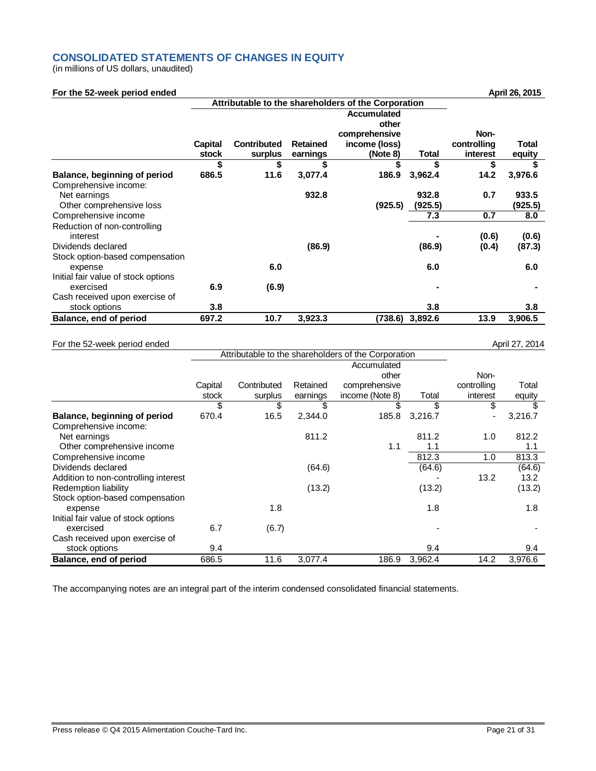## CONSOLIDATED STATEMENTS OF CHANGES IN EQUITY

(in millions of US dollars, unaudited)

**For the 52-week period ended April 26, 2015**

| | Attributable to the shareholders of the Corporation | | | | | | |
|---|---|---|---|---|---|---|---|
| | **Capital stock** | **Contributed surplus** | **Retained earnings** | **Accumulated other comprehensive income (loss) (Note 8)** | **Total** | **Non-controlling interest** | **Total equity** |
| | **$** | **$** | **$** | **$** | **$** | **$** | **$** |
| **Balance, beginning of period** | **686.5** | **11.6** | **3,077.4** | **186.9** | **3,962.4** | **14.2** | **3,976.6** |
| Comprehensive income: | | | | | | | |
| Net earnings | | | **932.8** | | **932.8** | **0.7** | **933.5** |
| Other comprehensive loss | | | | **(925.5)** | **(925.5)** | | **(925.5)** |
| Comprehensive income | | | | | **7.3** | **0.7** | **8.0** |
| Reduction of non-controlling interest | | | | | **-** | **(0.6)** | **(0.6)** |
| Dividends declared | | | **(86.9)** | | **(86.9)** | **(0.4)** | **(87.3)** |
| Stock option-based compensation expense | | **6.0** | | | **6.0** | | **6.0** |
| Initial fair value of stock options exercised | **6.9** | **(6.9)** | | | **-** | | **-** |
| Cash received upon exercise of stock options | **3.8** | | | | **3.8** | | **3.8** |
| **Balance, end of period** | **697.2** | **10.7** | **3,923.3** | **(738.6)** | **3,892.6** | **13.9** | **3,906.5** |

For the 52-week period ended April 27, 2014

| | Attributable to the shareholders of the Corporation | | | | | | |
|---|---|---|---|---|---|---|---|
| | Capital stock | Contributed surplus | Retained earnings | Accumulated other comprehensive income (Note 8) | Total | Non-controlling interest | Total equity |
| | $ | $ | $ | $ | $ | $ | $ |
| **Balance, beginning of period** | 670.4 | 16.5 | 2,344.0 | 185.8 | 3,216.7 | - | 3,216.7 |
| Comprehensive income: | | | | | | | |
| Net earnings | | | 811.2 | | 811.2 | 1.0 | 812.2 |
| Other comprehensive income | | | | 1.1 | 1.1 | | 1.1 |
| Comprehensive income | | | | | 812.3 | 1.0 | 813.3 |
| Dividends declared | | | (64.6) | | (64.6) | | (64.6) |
| Addition to non-controlling interest | | | | | - | 13.2 | 13.2 |
| Redemption liability | | | (13.2) | | (13.2) | | (13.2) |
| Stock option-based compensation expense | | 1.8 | | | 1.8 | | 1.8 |
| Initial fair value of stock options exercised | 6.7 | (6.7) | | | - | | - |
| Cash received upon exercise of stock options | 9.4 | | | | 9.4 | | 9.4 |
| **Balance, end of period** | 686.5 | 11.6 | 3,077.4 | 186.9 | 3,962.4 | 14.2 | 3,976.6 |

The accompanying notes are an integral part of the interim condensed consolidated financial statements.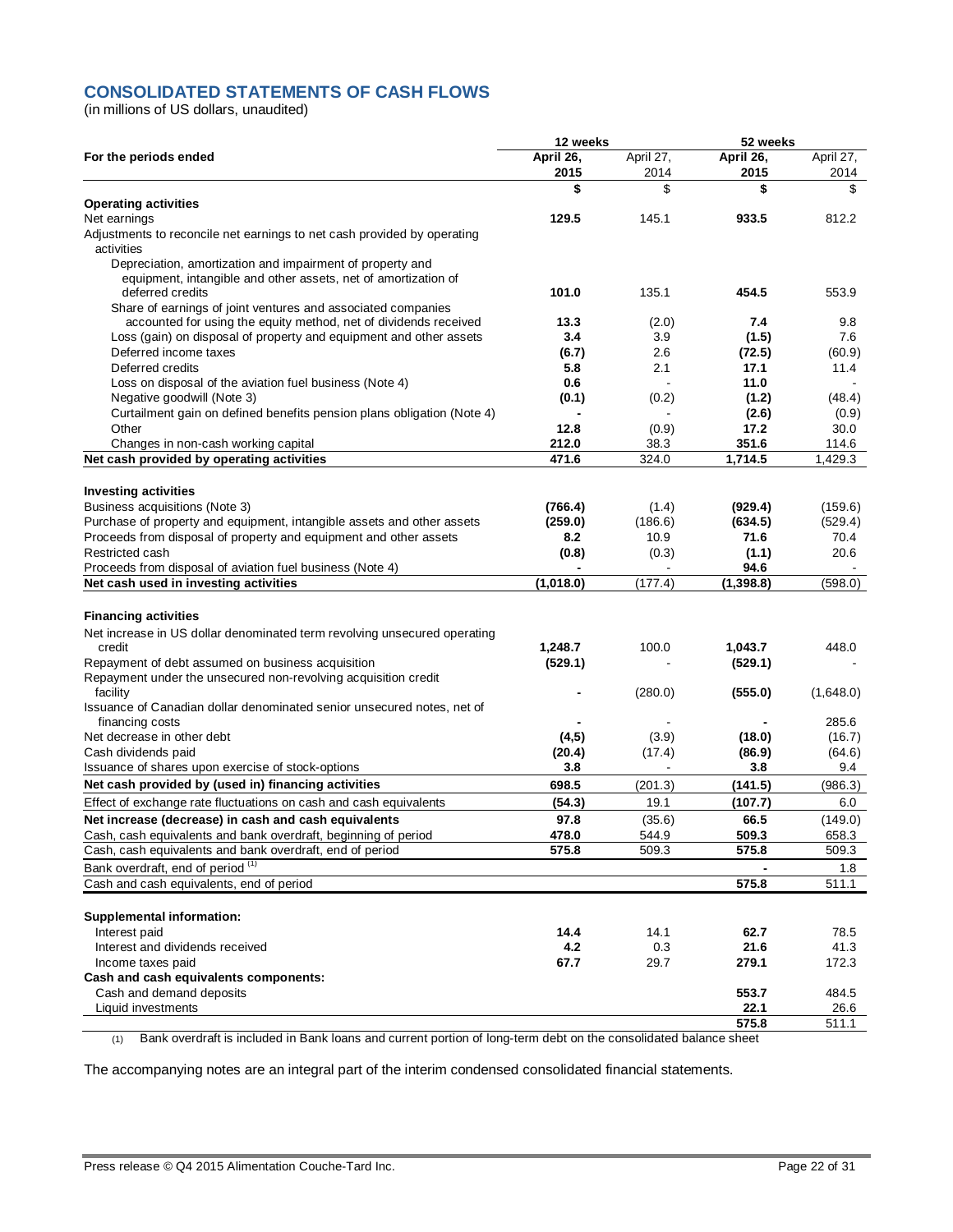## CONSOLIDATED STATEMENTS OF CASH FLOWS

(in millions of US dollars, unaudited)

| For the periods ended | 12 weeks April 26, 2015 | 12 weeks April 27, 2014 | 52 weeks April 26, 2015 | 52 weeks April 27, 2014 |
|---|---|---|---|---|
| | **$** | $ | **$** | $ |
| **Operating activities** | | | | |
| Net earnings | **129.5** | 145.1 | **933.5** | 812.2 |
| Adjustments to reconcile net earnings to net cash provided by operating activities | | | | |
| Depreciation, amortization and impairment of property and equipment, intangible and other assets, net of amortization of deferred credits | **101.0** | 135.1 | **454.5** | 553.9 |
| Share of earnings of joint ventures and associated companies accounted for using the equity method, net of dividends received | **13.3** | (2.0) | **7.4** | 9.8 |
| Loss (gain) on disposal of property and equipment and other assets | **3.4** | 3.9 | **(1.5)** | 7.6 |
| Deferred income taxes | **(6.7)** | 2.6 | **(72.5)** | (60.9) |
| Deferred credits | **5.8** | 2.1 | **17.1** | 11.4 |
| Loss on disposal of the aviation fuel business (Note 4) | **0.6** | - | **11.0** | - |
| Negative goodwill (Note 3) | **(0.1)** | (0.2) | **(1.2)** | (48.4) |
| Curtailment gain on defined benefits pension plans obligation (Note 4) | **-** | - | **(2.6)** | (0.9) |
| Other | **12.8** | (0.9) | **17.2** | 30.0 |
| Changes in non-cash working capital | **212.0** | 38.3 | **351.6** | 114.6 |
| **Net cash provided by operating activities** | **471.6** | 324.0 | **1,714.5** | 1,429.3 |
| **Investing activities** | | | | |
| Business acquisitions (Note 3) | **(766.4)** | (1.4) | **(929.4)** | (159.6) |
| Purchase of property and equipment, intangible assets and other assets | **(259.0)** | (186.6) | **(634.5)** | (529.4) |
| Proceeds from disposal of property and equipment and other assets | **8.2** | 10.9 | **71.6** | 70.4 |
| Restricted cash | **(0.8)** | (0.3) | **(1.1)** | 20.6 |
| Proceeds from disposal of aviation fuel business (Note 4) | **-** | - | **94.6** | - |
| **Net cash used in investing activities** | **(1,018.0)** | (177.4) | **(1,398.8)** | (598.0) |
| **Financing activities** | | | | |
| Net increase in US dollar denominated term revolving unsecured operating credit | **1,248.7** | 100.0 | **1,043.7** | 448.0 |
| Repayment of debt assumed on business acquisition | **(529.1)** | - | **(529.1)** | - |
| Repayment under the unsecured non-revolving acquisition credit facility | **-** | (280.0) | **(555.0)** | (1,648.0) |
| Issuance of Canadian dollar denominated senior unsecured notes, net of financing costs | **-** | - | **-** | 285.6 |
| Net decrease in other debt | **(4,5)** | (3.9) | **(18.0)** | (16.7) |
| Cash dividends paid | **(20.4)** | (17.4) | **(86.9)** | (64.6) |
| Issuance of shares upon exercise of stock-options | **3.8** | - | **3.8** | 9.4 |
| **Net cash provided by (used in) financing activities** | **698.5** | (201.3) | **(141.5)** | (986.3) |
| Effect of exchange rate fluctuations on cash and cash equivalents | **(54.3)** | 19.1 | **(107.7)** | 6.0 |
| **Net increase (decrease) in cash and cash equivalents** | **97.8** | (35.6) | **66.5** | (149.0) |
| Cash, cash equivalents and bank overdraft, beginning of period | **478.0** | 544.9 | **509.3** | 658.3 |
| Cash, cash equivalents and bank overdraft, end of period | **575.8** | 509.3 | **575.8** | 509.3 |
| Bank overdraft, end of period [(1)] | | | **-** | 1.8 |
| Cash and cash equivalents, end of period | | | **575.8** | 511.1 |
| **Supplemental information:** | | | | |
| Interest paid | **14.4** | 14.1 | **62.7** | 78.5 |
| Interest and dividends received | **4.2** | 0.3 | **21.6** | 41.3 |
| Income taxes paid | **67.7** | 29.7 | **279.1** | 172.3 |
| **Cash and cash equivalents components:** | | | | |
| Cash and demand deposits | | | **553.7** | 484.5 |
| Liquid investments | | | **22.1** | 26.6 |
| | | | **575.8** | 511.1 |

(1) Bank overdraft is included in Bank loans and current portion of long-term debt on the consolidated balance sheet

The accompanying notes are an integral part of the interim condensed consolidated financial statements.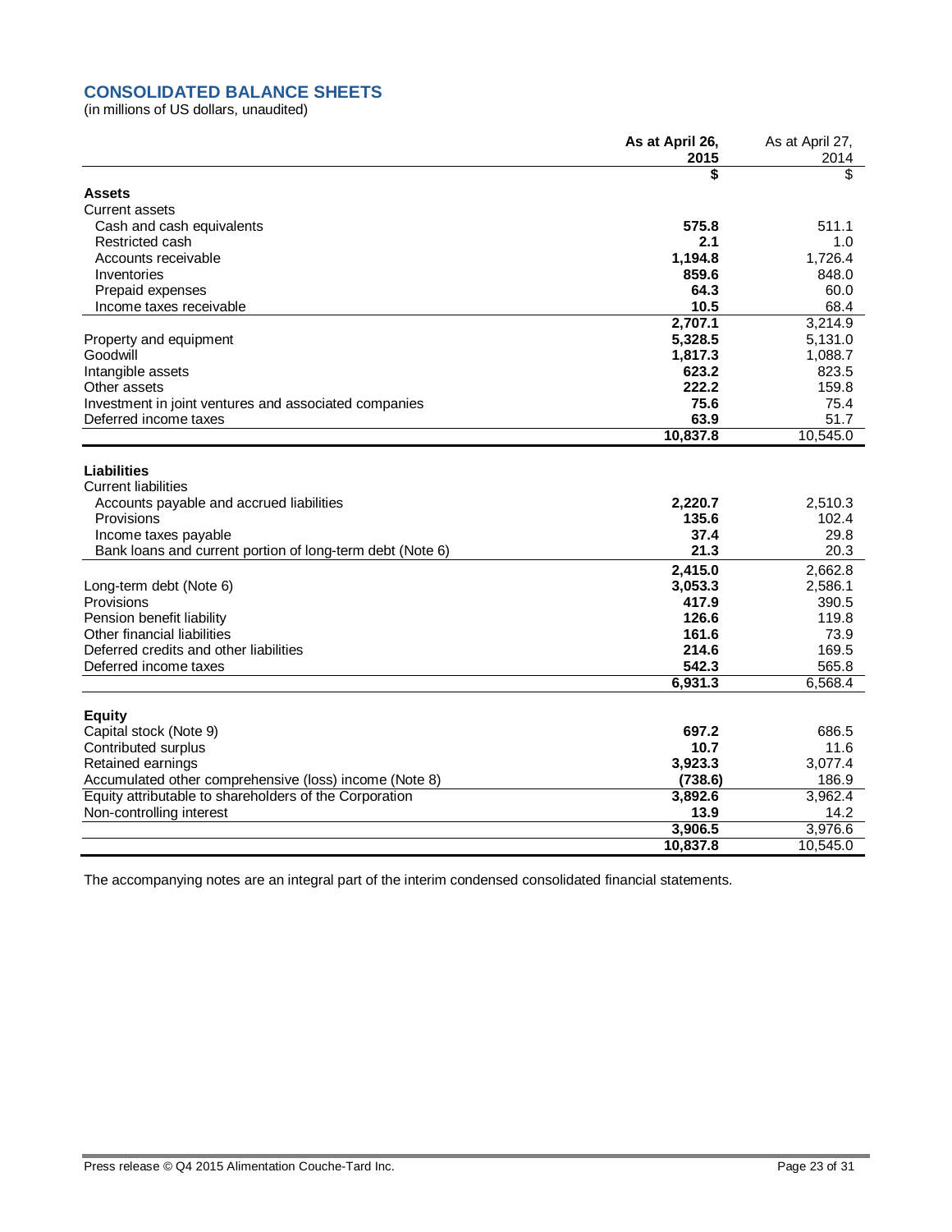## CONSOLIDATED BALANCE SHEETS

(in millions of US dollars, unaudited)

| | **As at April 26, 2015** | As at April 27, 2014 |
|---|---|---|
| | **$** | $ |
| **Assets** | | |
| Current assets | | |
| Cash and cash equivalents | **575.8** | 511.1 |
| Restricted cash | **2.1** | 1.0 |
| Accounts receivable | **1,194.8** | 1,726.4 |
| Inventories | **859.6** | 848.0 |
| Prepaid expenses | **64.3** | 60.0 |
| Income taxes receivable | **10.5** | 68.4 |
| | **2,707.1** | 3,214.9 |
| Property and equipment | **5,328.5** | 5,131.0 |
| Goodwill | **1,817.3** | 1,088.7 |
| Intangible assets | **623.2** | 823.5 |
| Other assets | **222.2** | 159.8 |
| Investment in joint ventures and associated companies | **75.6** | 75.4 |
| Deferred income taxes | **63.9** | 51.7 |
| | **10,837.8** | 10,545.0 |
| **Liabilities** | | |
| Current liabilities | | |
| Accounts payable and accrued liabilities | **2,220.7** | 2,510.3 |
| Provisions | **135.6** | 102.4 |
| Income taxes payable | **37.4** | 29.8 |
| Bank loans and current portion of long-term debt (Note 6) | **21.3** | 20.3 |
| | **2,415.0** | 2,662.8 |
| Long-term debt (Note 6) | **3,053.3** | 2,586.1 |
| Provisions | **417.9** | 390.5 |
| Pension benefit liability | **126.6** | 119.8 |
| Other financial liabilities | **161.6** | 73.9 |
| Deferred credits and other liabilities | **214.6** | 169.5 |
| Deferred income taxes | **542.3** | 565.8 |
| | **6,931.3** | 6,568.4 |
| **Equity** | | |
| Capital stock (Note 9) | **697.2** | 686.5 |
| Contributed surplus | **10.7** | 11.6 |
| Retained earnings | **3,923.3** | 3,077.4 |
| Accumulated other comprehensive (loss) income (Note 8) | **(738.6)** | 186.9 |
| Equity attributable to shareholders of the Corporation | **3,892.6** | 3,962.4 |
| Non-controlling interest | **13.9** | 14.2 |
| | **3,906.5** | 3,976.6 |
| | **10,837.8** | 10,545.0 |

The accompanying notes are an integral part of the interim condensed consolidated financial statements.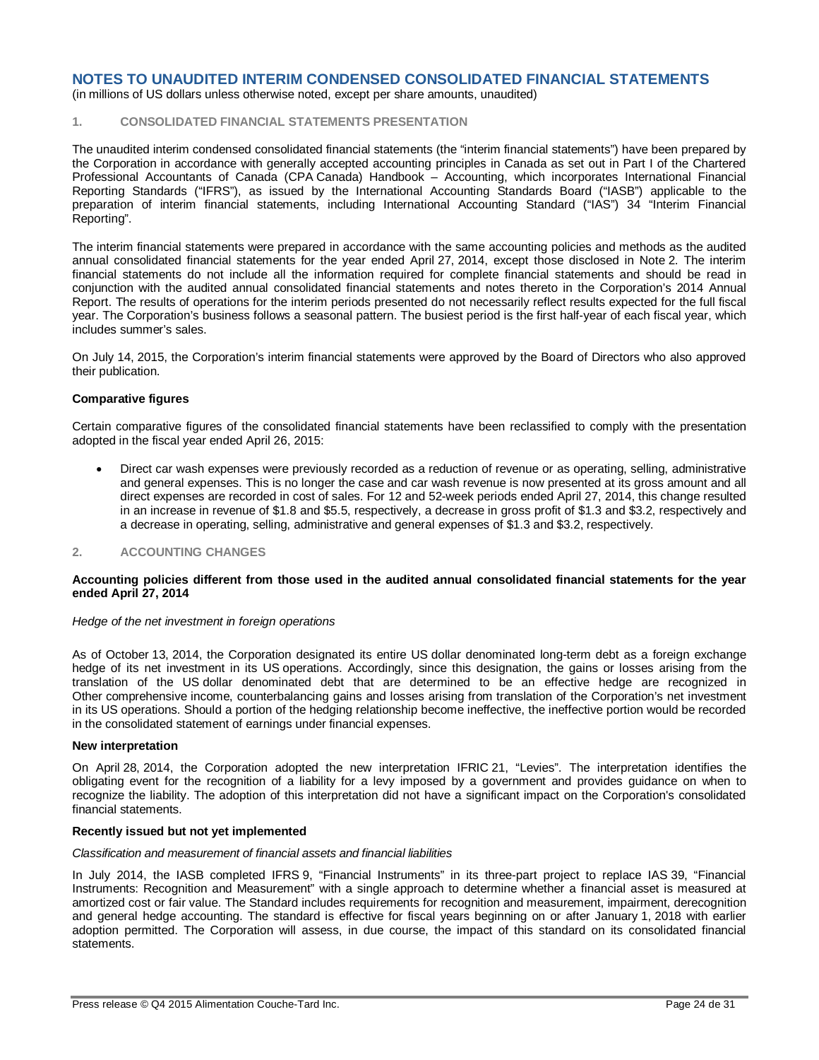# NOTES TO UNAUDITED INTERIM CONDENSED CONSOLIDATED FINANCIAL STATEMENTS

(in millions of US dollars unless otherwise noted, except per share amounts, unaudited)

## 1. CONSOLIDATED FINANCIAL STATEMENTS PRESENTATION

The unaudited interim condensed consolidated financial statements (the "interim financial statements") have been prepared by the Corporation in accordance with generally accepted accounting principles in Canada as set out in Part I of the Chartered Professional Accountants of Canada (CPA Canada) Handbook – Accounting, which incorporates International Financial Reporting Standards ("IFRS"), as issued by the International Accounting Standards Board ("IASB") applicable to the preparation of interim financial statements, including International Accounting Standard ("IAS") 34 "Interim Financial Reporting".

The interim financial statements were prepared in accordance with the same accounting policies and methods as the audited annual consolidated financial statements for the year ended April 27, 2014, except those disclosed in Note 2. The interim financial statements do not include all the information required for complete financial statements and should be read in conjunction with the audited annual consolidated financial statements and notes thereto in the Corporation's 2014 Annual Report. The results of operations for the interim periods presented do not necessarily reflect results expected for the full fiscal year. The Corporation's business follows a seasonal pattern. The busiest period is the first half-year of each fiscal year, which includes summer's sales.

On July 14, 2015, the Corporation's interim financial statements were approved by the Board of Directors who also approved their publication.

**Comparative figures**

Certain comparative figures of the consolidated financial statements have been reclassified to comply with the presentation adopted in the fiscal year ended April 26, 2015:

- Direct car wash expenses were previously recorded as a reduction of revenue or as operating, selling, administrative and general expenses. This is no longer the case and car wash revenue is now presented at its gross amount and all direct expenses are recorded in cost of sales. For 12 and 52-week periods ended April 27, 2014, this change resulted in an increase in revenue of $1.8 and $5.5, respectively, a decrease in gross profit of $1.3 and $3.2, respectively and a decrease in operating, selling, administrative and general expenses of $1.3 and $3.2, respectively.

## 2. ACCOUNTING CHANGES

**Accounting policies different from those used in the audited annual consolidated financial statements for the year ended April 27, 2014**

*Hedge of the net investment in foreign operations*

As of October 13, 2014, the Corporation designated its entire US dollar denominated long-term debt as a foreign exchange hedge of its net investment in its US operations. Accordingly, since this designation, the gains or losses arising from the translation of the US dollar denominated debt that are determined to be an effective hedge are recognized in Other comprehensive income, counterbalancing gains and losses arising from translation of the Corporation's net investment in its US operations. Should a portion of the hedging relationship become ineffective, the ineffective portion would be recorded in the consolidated statement of earnings under financial expenses.

**New interpretation**

On April 28, 2014, the Corporation adopted the new interpretation IFRIC 21, "Levies". The interpretation identifies the obligating event for the recognition of a liability for a levy imposed by a government and provides guidance on when to recognize the liability. The adoption of this interpretation did not have a significant impact on the Corporation's consolidated financial statements.

**Recently issued but not yet implemented**

*Classification and measurement of financial assets and financial liabilities*

In July 2014, the IASB completed IFRS 9, "Financial Instruments" in its three-part project to replace IAS 39, "Financial Instruments: Recognition and Measurement" with a single approach to determine whether a financial asset is measured at amortized cost or fair value. The Standard includes requirements for recognition and measurement, impairment, derecognition and general hedge accounting. The standard is effective for fiscal years beginning on or after January 1, 2018 with earlier adoption permitted. The Corporation will assess, in due course, the impact of this standard on its consolidated financial statements.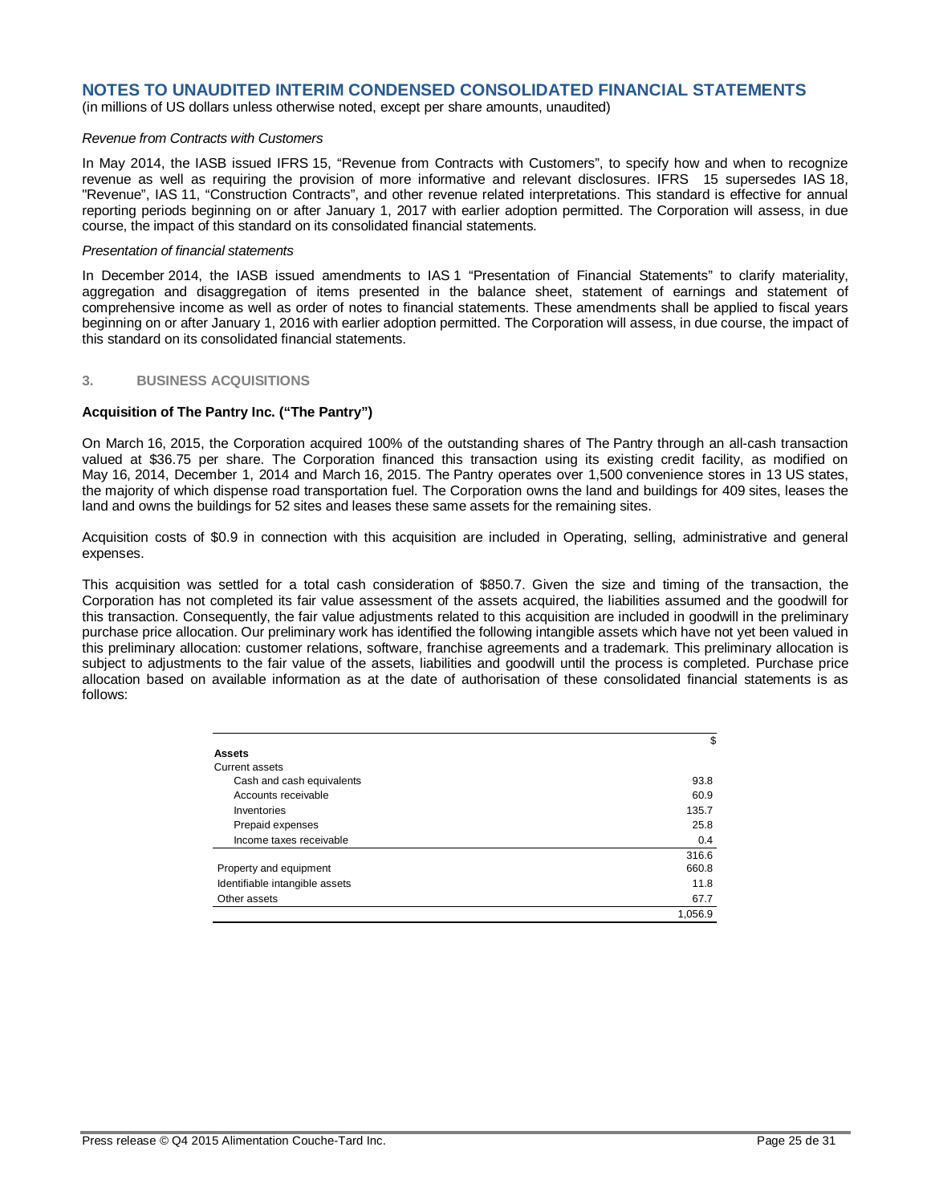# NOTES TO UNAUDITED INTERIM CONDENSED CONSOLIDATED FINANCIAL STATEMENTS

(in millions of US dollars unless otherwise noted, except per share amounts, unaudited)

*Revenue from Contracts with Customers*

In May 2014, the IASB issued IFRS 15, "Revenue from Contracts with Customers", to specify how and when to recognize revenue as well as requiring the provision of more informative and relevant disclosures. IFRS 15 supersedes IAS 18, "Revenue", IAS 11, "Construction Contracts", and other revenue related interpretations. This standard is effective for annual reporting periods beginning on or after January 1, 2017 with earlier adoption permitted. The Corporation will assess, in due course, the impact of this standard on its consolidated financial statements.

*Presentation of financial statements*

In December 2014, the IASB issued amendments to IAS 1 "Presentation of Financial Statements" to clarify materiality, aggregation and disaggregation of items presented in the balance sheet, statement of earnings and statement of comprehensive income as well as order of notes to financial statements. These amendments shall be applied to fiscal years beginning on or after January 1, 2016 with earlier adoption permitted. The Corporation will assess, in due course, the impact of this standard on its consolidated financial statements.

## 3. BUSINESS ACQUISITIONS

**Acquisition of The Pantry Inc. ("The Pantry")**

On March 16, 2015, the Corporation acquired 100% of the outstanding shares of The Pantry through an all-cash transaction valued at $36.75 per share. The Corporation financed this transaction using its existing credit facility, as modified on May 16, 2014, December 1, 2014 and March 16, 2015. The Pantry operates over 1,500 convenience stores in 13 US states, the majority of which dispense road transportation fuel. The Corporation owns the land and buildings for 409 sites, leases the land and owns the buildings for 52 sites and leases these same assets for the remaining sites.

Acquisition costs of $0.9 in connection with this acquisition are included in Operating, selling, administrative and general expenses.

This acquisition was settled for a total cash consideration of $850.7. Given the size and timing of the transaction, the Corporation has not completed its fair value assessment of the assets acquired, the liabilities assumed and the goodwill for this transaction. Consequently, the fair value adjustments related to this acquisition are included in goodwill in the preliminary purchase price allocation. Our preliminary work has identified the following intangible assets which have not yet been valued in this preliminary allocation: customer relations, software, franchise agreements and a trademark. This preliminary allocation is subject to adjustments to the fair value of the assets, liabilities and goodwill until the process is completed. Purchase price allocation based on available information as at the date of authorisation of these consolidated financial statements is as follows:

| | $ |
|---|---|
| **Assets** | |
| Current assets | |
| Cash and cash equivalents | 93.8 |
| Accounts receivable | 60.9 |
| Inventories | 135.7 |
| Prepaid expenses | 25.8 |
| Income taxes receivable | 0.4 |
| | 316.6 |
| Property and equipment | 660.8 |
| Identifiable intangible assets | 11.8 |
| Other assets | 67.7 |
| | 1,056.9 |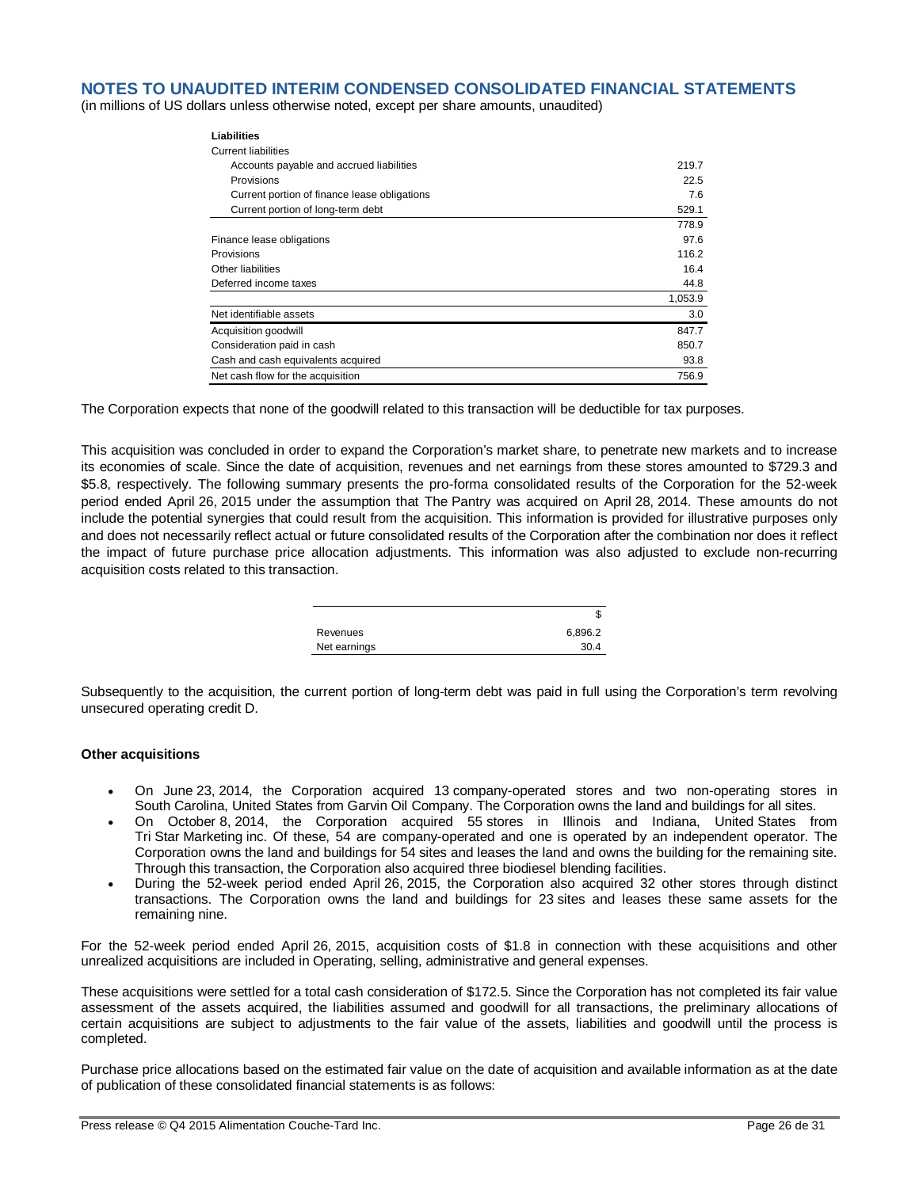## NOTES TO UNAUDITED INTERIM CONDENSED CONSOLIDATED FINANCIAL STATEMENTS

(in millions of US dollars unless otherwise noted, except per share amounts, unaudited)

| | |
|---|---|
| **Liabilities** | |
| Current liabilities | |
| Accounts payable and accrued liabilities | 219.7 |
| Provisions | 22.5 |
| Current portion of finance lease obligations | 7.6 |
| Current portion of long-term debt | 529.1 |
| | 778.9 |
| Finance lease obligations | 97.6 |
| Provisions | 116.2 |
| Other liabilities | 16.4 |
| Deferred income taxes | 44.8 |
| | 1,053.9 |
| Net identifiable assets | 3.0 |
| Acquisition goodwill | 847.7 |
| Consideration paid in cash | 850.7 |
| Cash and cash equivalents acquired | 93.8 |
| Net cash flow for the acquisition | 756.9 |

The Corporation expects that none of the goodwill related to this transaction will be deductible for tax purposes.

This acquisition was concluded in order to expand the Corporation's market share, to penetrate new markets and to increase its economies of scale. Since the date of acquisition, revenues and net earnings from these stores amounted to $729.3 and $5.8, respectively. The following summary presents the pro-forma consolidated results of the Corporation for the 52-week period ended April 26, 2015 under the assumption that The Pantry was acquired on April 28, 2014. These amounts do not include the potential synergies that could result from the acquisition. This information is provided for illustrative purposes only and does not necessarily reflect actual or future consolidated results of the Corporation after the combination nor does it reflect the impact of future purchase price allocation adjustments. This information was also adjusted to exclude non-recurring acquisition costs related to this transaction.

| | $ |
|---|---|
| Revenues | 6,896.2 |
| Net earnings | 30.4 |

Subsequently to the acquisition, the current portion of long-term debt was paid in full using the Corporation's term revolving unsecured operating credit D.

**Other acquisitions**

- On June 23, 2014, the Corporation acquired 13 company-operated stores and two non-operating stores in South Carolina, United States from Garvin Oil Company. The Corporation owns the land and buildings for all sites.
- On October 8, 2014, the Corporation acquired 55 stores in Illinois and Indiana, United States from Tri Star Marketing inc. Of these, 54 are company-operated and one is operated by an independent operator. The Corporation owns the land and buildings for 54 sites and leases the land and owns the building for the remaining site. Through this transaction, the Corporation also acquired three biodiesel blending facilities.
- During the 52-week period ended April 26, 2015, the Corporation also acquired 32 other stores through distinct transactions. The Corporation owns the land and buildings for 23 sites and leases these same assets for the remaining nine.

For the 52-week period ended April 26, 2015, acquisition costs of $1.8 in connection with these acquisitions and other unrealized acquisitions are included in Operating, selling, administrative and general expenses.

These acquisitions were settled for a total cash consideration of $172.5. Since the Corporation has not completed its fair value assessment of the assets acquired, the liabilities assumed and goodwill for all transactions, the preliminary allocations of certain acquisitions are subject to adjustments to the fair value of the assets, liabilities and goodwill until the process is completed.

Purchase price allocations based on the estimated fair value on the date of acquisition and available information as at the date of publication of these consolidated financial statements is as follows: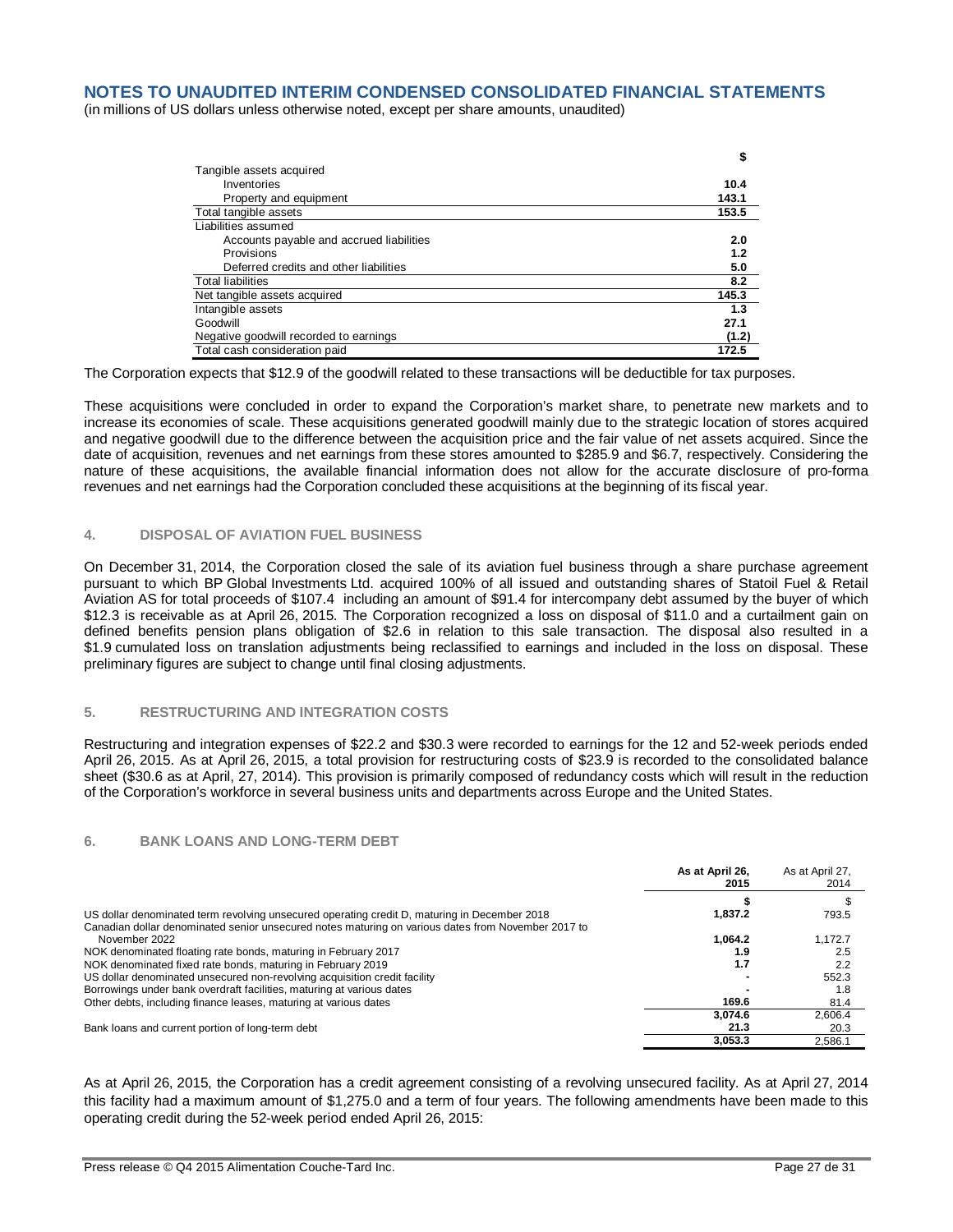## NOTES TO UNAUDITED INTERIM CONDENSED CONSOLIDATED FINANCIAL STATEMENTS

(in millions of US dollars unless otherwise noted, except per share amounts, unaudited)

| | $ |
|---|---|
| Tangible assets acquired | |
| Inventories | **10.4** |
| Property and equipment | **143.1** |
| Total tangible assets | **153.5** |
| Liabilities assumed | |
| Accounts payable and accrued liabilities | **2.0** |
| Provisions | **1.2** |
| Deferred credits and other liabilities | **5.0** |
| Total liabilities | **8.2** |
| Net tangible assets acquired | **145.3** |
| Intangible assets | **1.3** |
| Goodwill | **27.1** |
| Negative goodwill recorded to earnings | **(1.2)** |
| Total cash consideration paid | **172.5** |

The Corporation expects that $12.9 of the goodwill related to these transactions will be deductible for tax purposes.

These acquisitions were concluded in order to expand the Corporation's market share, to penetrate new markets and to increase its economies of scale. These acquisitions generated goodwill mainly due to the strategic location of stores acquired and negative goodwill due to the difference between the acquisition price and the fair value of net assets acquired. Since the date of acquisition, revenues and net earnings from these stores amounted to $285.9 and $6.7, respectively. Considering the nature of these acquisitions, the available financial information does not allow for the accurate disclosure of pro-forma revenues and net earnings had the Corporation concluded these acquisitions at the beginning of its fiscal year.

### 4. DISPOSAL OF AVIATION FUEL BUSINESS

On December 31, 2014, the Corporation closed the sale of its aviation fuel business through a share purchase agreement pursuant to which BP Global Investments Ltd. acquired 100% of all issued and outstanding shares of Statoil Fuel & Retail Aviation AS for total proceeds of $107.4 including an amount of $91.4 for intercompany debt assumed by the buyer of which $12.3 is receivable as at April 26, 2015. The Corporation recognized a loss on disposal of $11.0 and a curtailment gain on defined benefits pension plans obligation of $2.6 in relation to this sale transaction. The disposal also resulted in a $1.9 cumulated loss on translation adjustments being reclassified to earnings and included in the loss on disposal. These preliminary figures are subject to change until final closing adjustments.

### 5. RESTRUCTURING AND INTEGRATION COSTS

Restructuring and integration expenses of $22.2 and $30.3 were recorded to earnings for the 12 and 52-week periods ended April 26, 2015. As at April 26, 2015, a total provision for restructuring costs of $23.9 is recorded to the consolidated balance sheet ($30.6 as at April, 27, 2014). This provision is primarily composed of redundancy costs which will result in the reduction of the Corporation's workforce in several business units and departments across Europe and the United States.

### 6. BANK LOANS AND LONG-TERM DEBT

| | As at April 26, 2015 | As at April 27, 2014 |
|---|---|---|
| | $ | $ |
| US dollar denominated term revolving unsecured operating credit D, maturing in December 2018 | **1,837.2** | 793.5 |
| Canadian dollar denominated senior unsecured notes maturing on various dates from November 2017 to November 2022 | **1,064.2** | 1,172.7 |
| NOK denominated floating rate bonds, maturing in February 2017 | **1.9** | 2.5 |
| NOK denominated fixed rate bonds, maturing in February 2019 | **1.7** | 2.2 |
| US dollar denominated unsecured non-revolving acquisition credit facility | **-** | 552.3 |
| Borrowings under bank overdraft facilities, maturing at various dates | **-** | 1.8 |
| Other debts, including finance leases, maturing at various dates | **169.6** | 81.4 |
| | **3,074.6** | 2,606.4 |
| Bank loans and current portion of long-term debt | **21.3** | 20.3 |
| | **3,053.3** | 2,586.1 |

As at April 26, 2015, the Corporation has a credit agreement consisting of a revolving unsecured facility. As at April 27, 2014 this facility had a maximum amount of $1,275.0 and a term of four years. The following amendments have been made to this operating credit during the 52-week period ended April 26, 2015: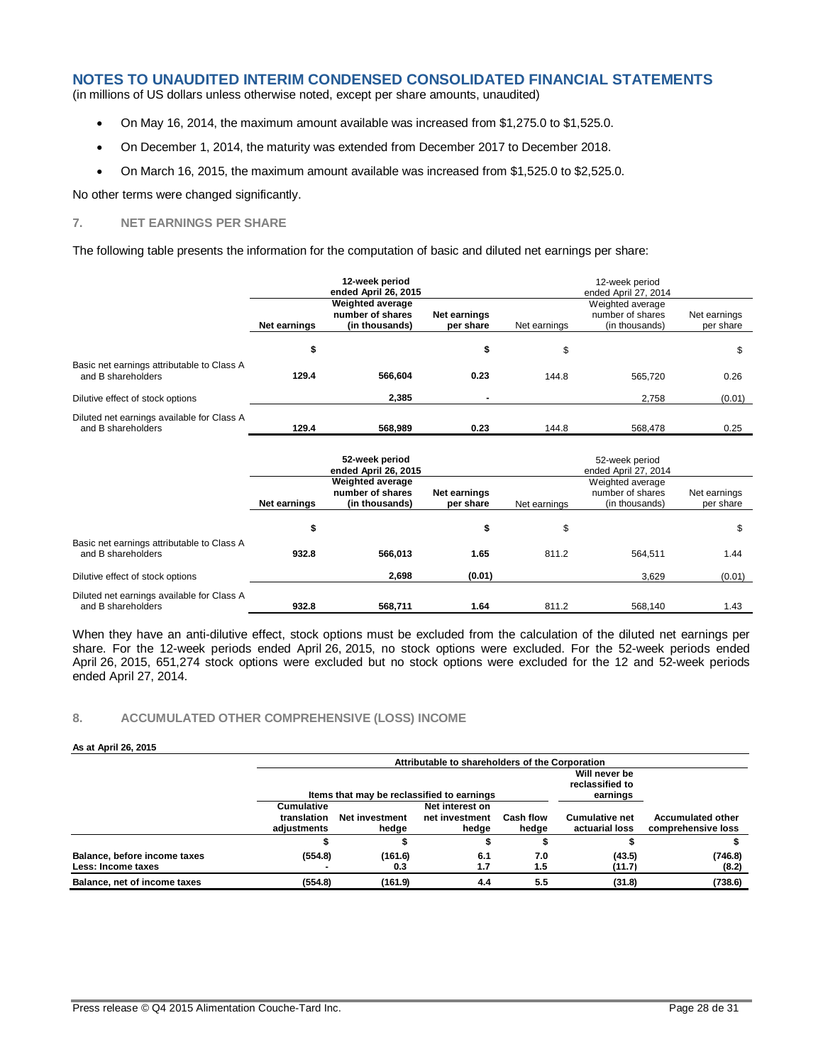## NOTES TO UNAUDITED INTERIM CONDENSED CONSOLIDATED FINANCIAL STATEMENTS

(in millions of US dollars unless otherwise noted, except per share amounts, unaudited)

- On May 16, 2014, the maximum amount available was increased from $1,275.0 to $1,525.0.
- On December 1, 2014, the maturity was extended from December 2017 to December 2018.
- On March 16, 2015, the maximum amount available was increased from $1,525.0 to $2,525.0.

No other terms were changed significantly.

### 7. NET EARNINGS PER SHARE

The following table presents the information for the computation of basic and diluted net earnings per share:

| | 12-week period ended April 26, 2015 | | | 12-week period ended April 27, 2014 | | |
|---|---|---|---|---|---|---|
| | Net earnings | Weighted average number of shares (in thousands) | Net earnings per share | Net earnings | Weighted average number of shares (in thousands) | Net earnings per share |
| | $ | | $ | $ | | $ |
| Basic net earnings attributable to Class A and B shareholders | 129.4 | 566,604 | 0.23 | 144.8 | 565,720 | 0.26 |
| Dilutive effect of stock options | | 2,385 | - | | 2,758 | (0.01) |
| Diluted net earnings available for Class A and B shareholders | 129.4 | 568,989 | 0.23 | 144.8 | 568,478 | 0.25 |

| | 52-week period ended April 26, 2015 | | | 52-week period ended April 27, 2014 | | |
|---|---|---|---|---|---|---|
| | Net earnings | Weighted average number of shares (in thousands) | Net earnings per share | Net earnings | Weighted average number of shares (in thousands) | Net earnings per share |
| | $ | | $ | $ | | $ |
| Basic net earnings attributable to Class A and B shareholders | 932.8 | 566,013 | 1.65 | 811.2 | 564,511 | 1.44 |
| Dilutive effect of stock options | | 2,698 | (0.01) | | 3,629 | (0.01) |
| Diluted net earnings available for Class A and B shareholders | 932.8 | 568,711 | 1.64 | 811.2 | 568,140 | 1.43 |

When they have an anti-dilutive effect, stock options must be excluded from the calculation of the diluted net earnings per share. For the 12-week periods ended April 26, 2015, no stock options were excluded. For the 52-week periods ended April 26, 2015, 651,274 stock options were excluded but no stock options were excluded for the 12 and 52-week periods ended April 27, 2014.

### 8. ACCUMULATED OTHER COMPREHENSIVE (LOSS) INCOME

**As at April 26, 2015**

| | Attributable to shareholders of the Corporation | | | | | |
|---|---|---|---|---|---|---|
| | Items that may be reclassified to earnings | | | | Will never be reclassified to earnings | |
| | Cumulative translation adjustments | Net investment hedge | Net interest on net investment hedge | Cash flow hedge | Cumulative net actuarial loss | Accumulated other comprehensive loss |
| | $ | $ | $ | $ | $ | $ |
| **Balance, before income taxes** | (554.8) | (161.6) | 6.1 | 7.0 | (43.5) | (746.8) |
| **Less: Income taxes** | - | 0.3 | 1.7 | 1.5 | (11.7) | (8.2) |
| **Balance, net of income taxes** | (554.8) | (161.9) | 4.4 | 5.5 | (31.8) | (738.6) |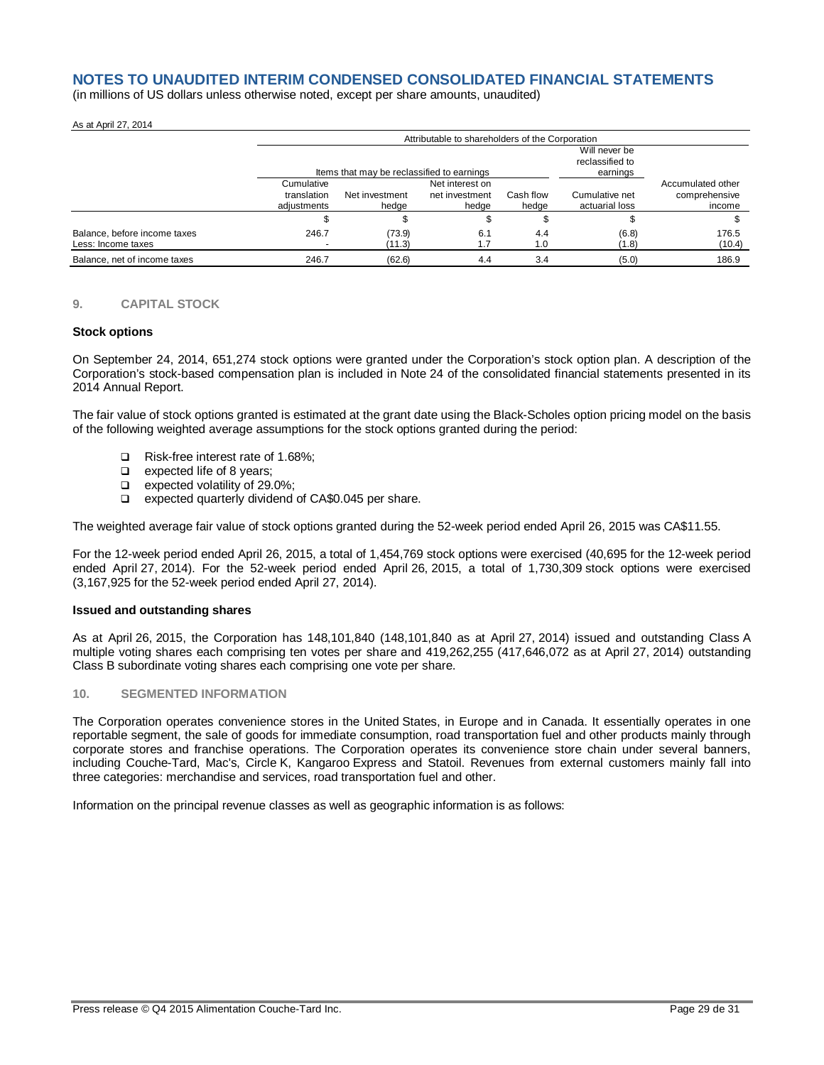# NOTES TO UNAUDITED INTERIM CONDENSED CONSOLIDATED FINANCIAL STATEMENTS

(in millions of US dollars unless otherwise noted, except per share amounts, unaudited)

As at April 27, 2014

| | Attributable to shareholders of the Corporation | | | | | |
|---|---|---|---|---|---|---|
| | Items that may be reclassified to earnings | | | | Will never be reclassified to earnings | |
| | Cumulative translation adjustments | Net investment hedge | Net interest on net investment hedge | Cash flow hedge | Cumulative net actuarial loss | Accumulated other comprehensive income |
| | $ | $ | $ | $ | $ | $ |
| Balance, before income taxes | 246.7 | (73.9) | 6.1 | 4.4 | (6.8) | 176.5 |
| Less: Income taxes | - | (11.3) | 1.7 | 1.0 | (1.8) | (10.4) |
| Balance, net of income taxes | 246.7 | (62.6) | 4.4 | 3.4 | (5.0) | 186.9 |

## 9. CAPITAL STOCK

### Stock options

On September 24, 2014, 651,274 stock options were granted under the Corporation's stock option plan. A description of the Corporation's stock-based compensation plan is included in Note 24 of the consolidated financial statements presented in its 2014 Annual Report.

The fair value of stock options granted is estimated at the grant date using the Black-Scholes option pricing model on the basis of the following weighted average assumptions for the stock options granted during the period:

- Risk-free interest rate of 1.68%;
- expected life of 8 years;
- expected volatility of 29.0%;
- expected quarterly dividend of CA$0.045 per share.

The weighted average fair value of stock options granted during the 52-week period ended April 26, 2015 was CA$11.55.

For the 12-week period ended April 26, 2015, a total of 1,454,769 stock options were exercised (40,695 for the 12-week period ended April 27, 2014). For the 52-week period ended April 26, 2015, a total of 1,730,309 stock options were exercised (3,167,925 for the 52-week period ended April 27, 2014).

### Issued and outstanding shares

As at April 26, 2015, the Corporation has 148,101,840 (148,101,840 as at April 27, 2014) issued and outstanding Class A multiple voting shares each comprising ten votes per share and 419,262,255 (417,646,072 as at April 27, 2014) outstanding Class B subordinate voting shares each comprising one vote per share.

## 10. SEGMENTED INFORMATION

The Corporation operates convenience stores in the United States, in Europe and in Canada. It essentially operates in one reportable segment, the sale of goods for immediate consumption, road transportation fuel and other products mainly through corporate stores and franchise operations. The Corporation operates its convenience store chain under several banners, including Couche-Tard, Mac's, Circle K, Kangaroo Express and Statoil. Revenues from external customers mainly fall into three categories: merchandise and services, road transportation fuel and other.

Information on the principal revenue classes as well as geographic information is as follows: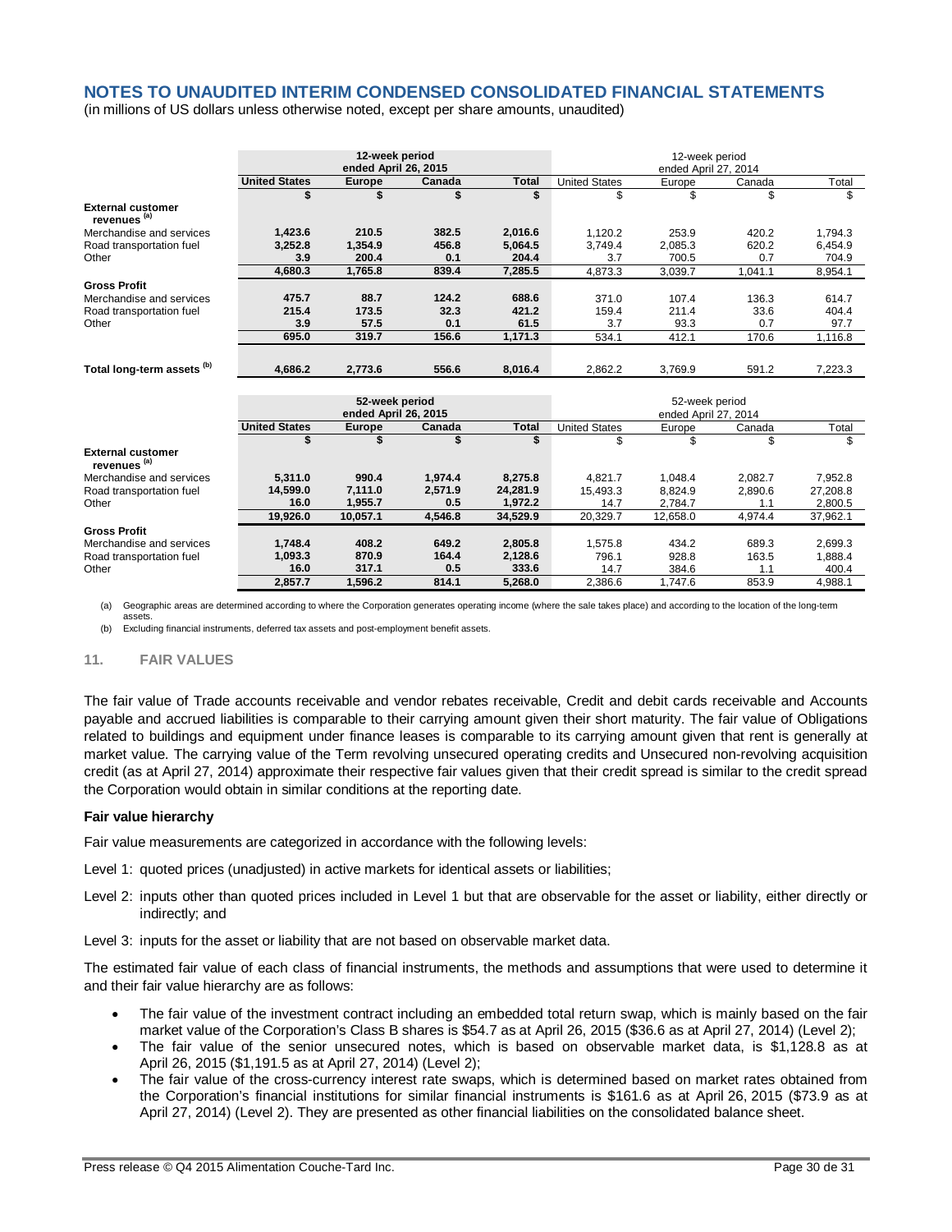# NOTES TO UNAUDITED INTERIM CONDENSED CONSOLIDATED FINANCIAL STATEMENTS

(in millions of US dollars unless otherwise noted, except per share amounts, unaudited)

| | 12-week period ended April 26, 2015 | | | | 12-week period ended April 27, 2014 | | | |
|---|---|---|---|---|---|---|---|---|
| | **United States** | **Europe** | **Canada** | **Total** | United States | Europe | Canada | Total |
| | **$** | **$** | **$** | **$** | $ | $ | $ | $ |
| **External customer revenues [(a)]** | | | | | | | | |
| Merchandise and services | **1,423.6** | **210.5** | **382.5** | **2,016.6** | 1,120.2 | 253.9 | 420.2 | 1,794.3 |
| Road transportation fuel | **3,252.8** | **1,354.9** | **456.8** | **5,064.5** | 3,749.4 | 2,085.3 | 620.2 | 6,454.9 |
| Other | **3.9** | **200.4** | **0.1** | **204.4** | 3.7 | 700.5 | 0.7 | 704.9 |
| | **4,680.3** | **1,765.8** | **839.4** | **7,285.5** | 4,873.3 | 3,039.7 | 1,041.1 | 8,954.1 |
| **Gross Profit** | | | | | | | | |
| Merchandise and services | **475.7** | **88.7** | **124.2** | **688.6** | 371.0 | 107.4 | 136.3 | 614.7 |
| Road transportation fuel | **215.4** | **173.5** | **32.3** | **421.2** | 159.4 | 211.4 | 33.6 | 404.4 |
| Other | **3.9** | **57.5** | **0.1** | **61.5** | 3.7 | 93.3 | 0.7 | 97.7 |
| | **695.0** | **319.7** | **156.6** | **1,171.3** | 534.1 | 412.1 | 170.6 | 1,116.8 |
| **Total long-term assets [(b)]** | **4,686.2** | **2,773.6** | **556.6** | **8,016.4** | 2,862.2 | 3,769.9 | 591.2 | 7,223.3 |

| | 52-week period ended April 26, 2015 | | | | 52-week period ended April 27, 2014 | | | |
|---|---|---|---|---|---|---|---|---|
| | **United States** | **Europe** | **Canada** | **Total** | United States | Europe | Canada | Total |
| | **$** | **$** | **$** | **$** | $ | $ | $ | $ |
| **External customer revenues [(a)]** | | | | | | | | |
| Merchandise and services | **5,311.0** | **990.4** | **1,974.4** | **8,275.8** | 4,821.7 | 1,048.4 | 2,082.7 | 7,952.8 |
| Road transportation fuel | **14,599.0** | **7,111.0** | **2,571.9** | **24,281.9** | 15,493.3 | 8,824.9 | 2,890.6 | 27,208.8 |
| Other | **16.0** | **1,955.7** | **0.5** | **1,972.2** | 14.7 | 2,784.7 | 1.1 | 2,800.5 |
| | **19,926.0** | **10,057.1** | **4,546.8** | **34,529.9** | 20,329.7 | 12,658.0 | 4,974.4 | 37,962.1 |
| **Gross Profit** | | | | | | | | |
| Merchandise and services | **1,748.4** | **408.2** | **649.2** | **2,805.8** | 1,575.8 | 434.2 | 689.3 | 2,699.3 |
| Road transportation fuel | **1,093.3** | **870.9** | **164.4** | **2,128.6** | 796.1 | 928.8 | 163.5 | 1,888.4 |
| Other | **16.0** | **317.1** | **0.5** | **333.6** | 14.7 | 384.6 | 1.1 | 400.4 |
| | **2,857.7** | **1,596.2** | **814.1** | **5,268.0** | 2,386.6 | 1,747.6 | 853.9 | 4,988.1 |

(a) Geographic areas are determined according to where the Corporation generates operating income (where the sale takes place) and according to the location of the long-term assets.

(b) Excluding financial instruments, deferred tax assets and post-employment benefit assets.

## 11. FAIR VALUES

The fair value of Trade accounts receivable and vendor rebates receivable, Credit and debit cards receivable and Accounts payable and accrued liabilities is comparable to their carrying amount given their short maturity. The fair value of Obligations related to buildings and equipment under finance leases is comparable to its carrying amount given that rent is generally at market value. The carrying value of the Term revolving unsecured operating credits and Unsecured non-revolving acquisition credit (as at April 27, 2014) approximate their respective fair values given that their credit spread is similar to the credit spread the Corporation would obtain in similar conditions at the reporting date.

**Fair value hierarchy**

Fair value measurements are categorized in accordance with the following levels:

Level 1: quoted prices (unadjusted) in active markets for identical assets or liabilities;

Level 2: inputs other than quoted prices included in Level 1 but that are observable for the asset or liability, either directly or indirectly; and

Level 3: inputs for the asset or liability that are not based on observable market data.

The estimated fair value of each class of financial instruments, the methods and assumptions that were used to determine it and their fair value hierarchy are as follows:

- The fair value of the investment contract including an embedded total return swap, which is mainly based on the fair market value of the Corporation's Class B shares is $54.7 as at April 26, 2015 ($36.6 as at April 27, 2014) (Level 2);
- The fair value of the senior unsecured notes, which is based on observable market data, is $1,128.8 as at April 26, 2015 ($1,191.5 as at April 27, 2014) (Level 2);
- The fair value of the cross-currency interest rate swaps, which is determined based on market rates obtained from the Corporation's financial institutions for similar financial instruments is $161.6 as at April 26, 2015 ($73.9 as at April 27, 2014) (Level 2). They are presented as other financial liabilities on the consolidated balance sheet.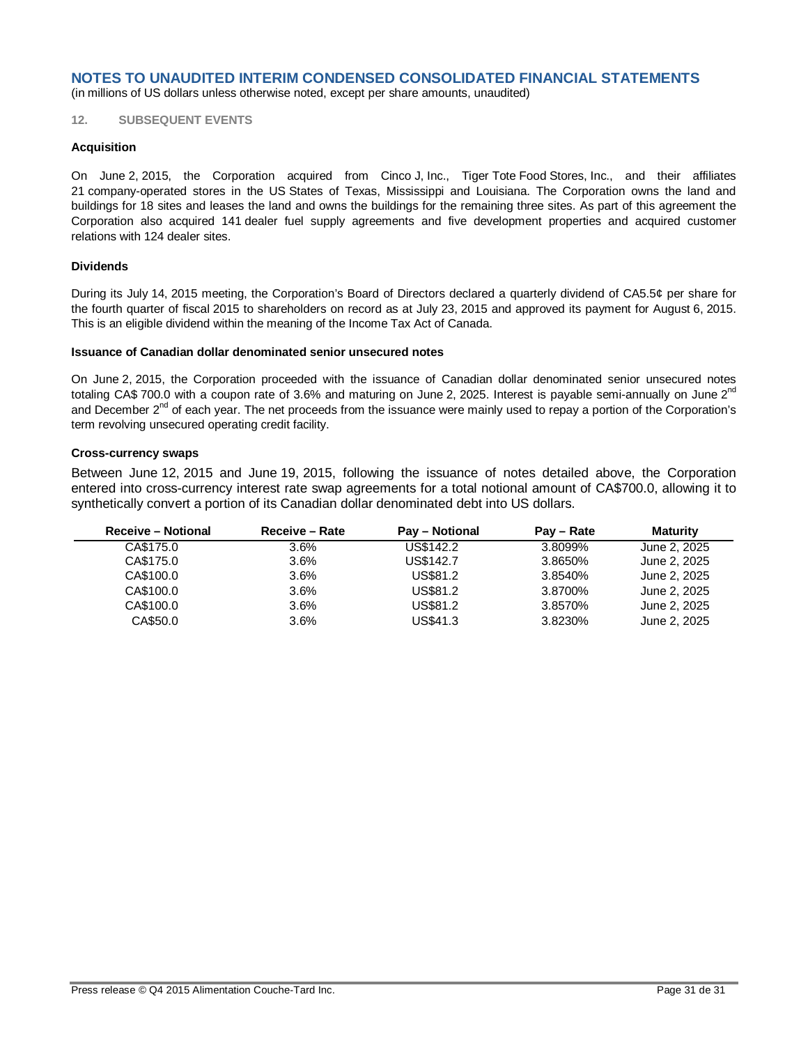## NOTES TO UNAUDITED INTERIM CONDENSED CONSOLIDATED FINANCIAL STATEMENTS

(in millions of US dollars unless otherwise noted, except per share amounts, unaudited)

### 12. SUBSEQUENT EVENTS

**Acquisition**

On June 2, 2015, the Corporation acquired from Cinco J, Inc., Tiger Tote Food Stores, Inc., and their affiliates 21 company-operated stores in the US States of Texas, Mississippi and Louisiana. The Corporation owns the land and buildings for 18 sites and leases the land and owns the buildings for the remaining three sites. As part of this agreement the Corporation also acquired 141 dealer fuel supply agreements and five development properties and acquired customer relations with 124 dealer sites.

**Dividends**

During its July 14, 2015 meeting, the Corporation's Board of Directors declared a quarterly dividend of CA5.5¢ per share for the fourth quarter of fiscal 2015 to shareholders on record as at July 23, 2015 and approved its payment for August 6, 2015. This is an eligible dividend within the meaning of the Income Tax Act of Canada.

**Issuance of Canadian dollar denominated senior unsecured notes**

On June 2, 2015, the Corporation proceeded with the issuance of Canadian dollar denominated senior unsecured notes totaling CA$ 700.0 with a coupon rate of 3.6% and maturing on June 2, 2025. Interest is payable semi-annually on June 2nd and December 2nd of each year. The net proceeds from the issuance were mainly used to repay a portion of the Corporation's term revolving unsecured operating credit facility.

**Cross-currency swaps**

Between June 12, 2015 and June 19, 2015, following the issuance of notes detailed above, the Corporation entered into cross-currency interest rate swap agreements for a total notional amount of CA$700.0, allowing it to synthetically convert a portion of its Canadian dollar denominated debt into US dollars.

| Receive – Notional | Receive – Rate | Pay – Notional | Pay – Rate | Maturity |
|---|---|---|---|---|
| CA$175.0 | 3.6% | US$142.2 | 3.8099% | June 2, 2025 |
| CA$175.0 | 3.6% | US$142.7 | 3.8650% | June 2, 2025 |
| CA$100.0 | 3.6% | US$81.2 | 3.8540% | June 2, 2025 |
| CA$100.0 | 3.6% | US$81.2 | 3.8700% | June 2, 2025 |
| CA$100.0 | 3.6% | US$81.2 | 3.8570% | June 2, 2025 |
| CA$50.0 | 3.6% | US$41.3 | 3.8230% | June 2, 2025 |